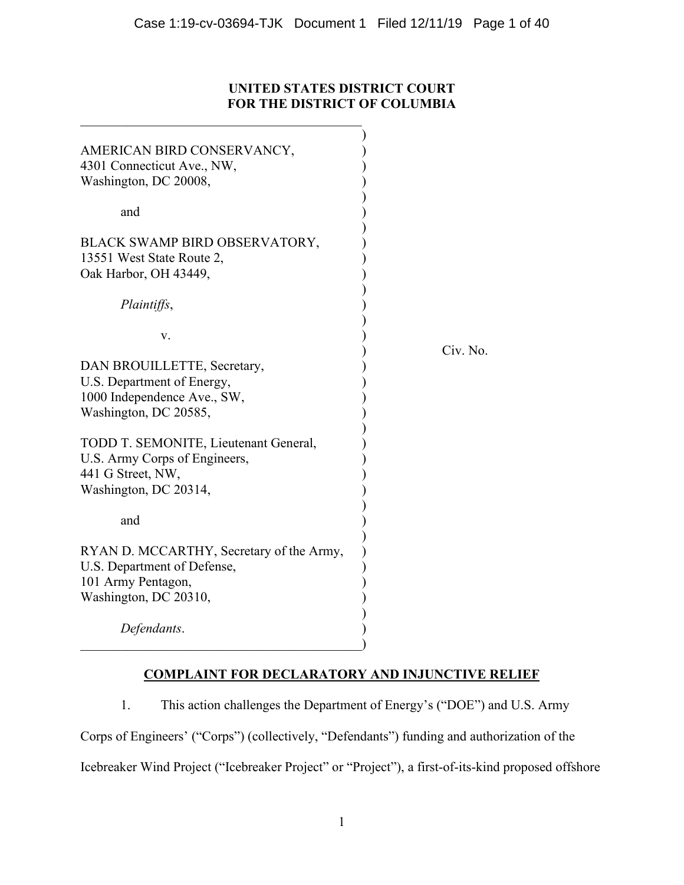# UNITED STATES DISTRICT COURT
# FOR THE DISTRICT OF COLUMBIA

AMERICAN BIRD CONSERVANCY,
4301 Connecticut Ave., NW,
Washington, DC 20008,

and

BLACK SWAMP BIRD OBSERVATORY,
13551 West State Route 2,
Oak Harbor, OH 43449,

*Plaintiffs*,

v.

DAN BROUILLETTE, Secretary,
U.S. Department of Energy,
1000 Independence Ave., SW,
Washington, DC 20585,

TODD T. SEMONITE, Lieutenant General,
U.S. Army Corps of Engineers,
441 G Street, NW,
Washington, DC 20314,

and

RYAN D. MCCARTHY, Secretary of the Army,
U.S. Department of Defense,
101 Army Pentagon,
Washington, DC 20310,

*Defendants*.

Civ. No.

## COMPLAINT FOR DECLARATORY AND INJUNCTIVE RELIEF

1. This action challenges the Department of Energy's ("DOE") and U.S. Army Corps of Engineers' ("Corps") (collectively, "Defendants") funding and authorization of the Icebreaker Wind Project ("Icebreaker Project" or "Project"), a first-of-its-kind proposed offshore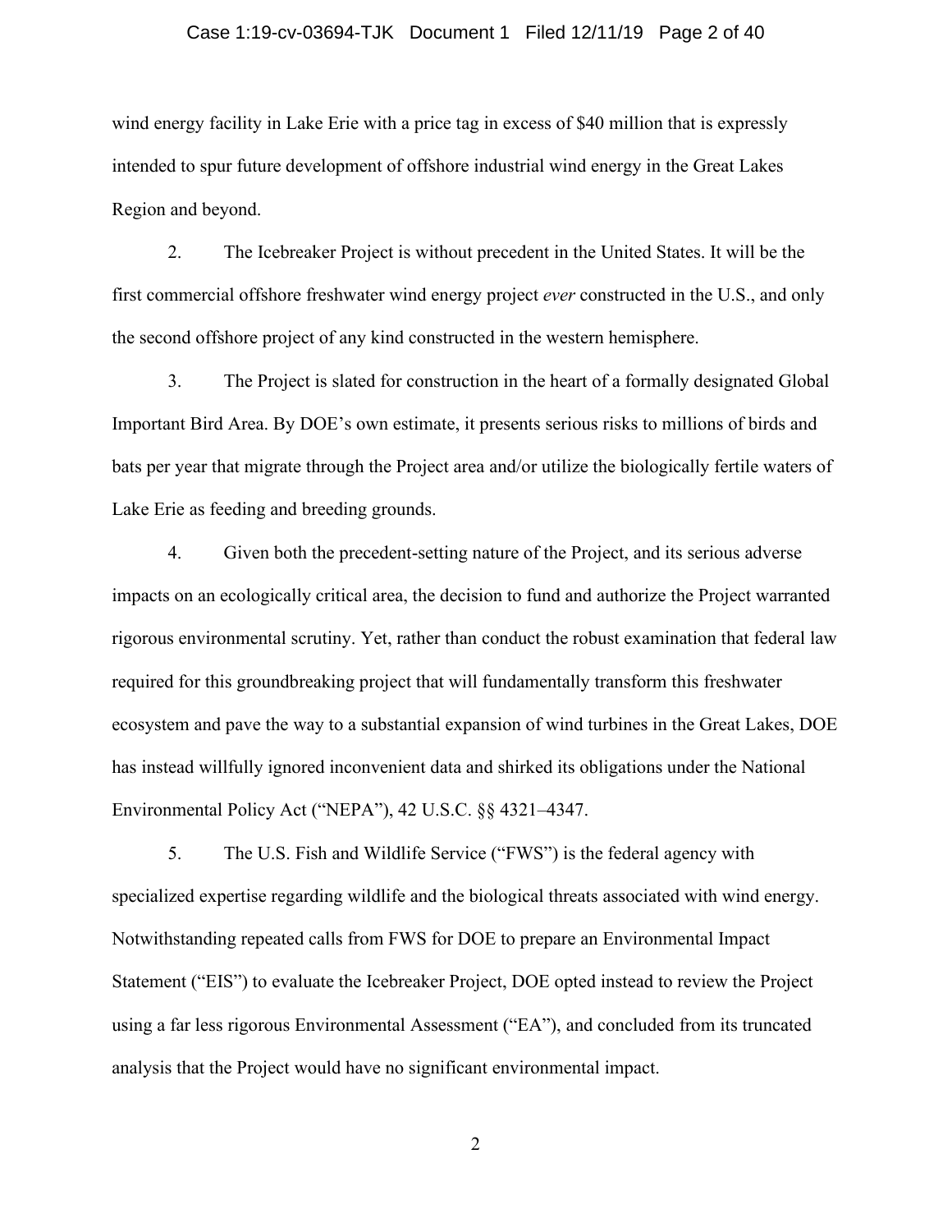wind energy facility in Lake Erie with a price tag in excess of $40 million that is expressly intended to spur future development of offshore industrial wind energy in the Great Lakes Region and beyond.

2. The Icebreaker Project is without precedent in the United States. It will be the first commercial offshore freshwater wind energy project *ever* constructed in the U.S., and only the second offshore project of any kind constructed in the western hemisphere.

3. The Project is slated for construction in the heart of a formally designated Global Important Bird Area. By DOE's own estimate, it presents serious risks to millions of birds and bats per year that migrate through the Project area and/or utilize the biologically fertile waters of Lake Erie as feeding and breeding grounds.

4. Given both the precedent-setting nature of the Project, and its serious adverse impacts on an ecologically critical area, the decision to fund and authorize the Project warranted rigorous environmental scrutiny. Yet, rather than conduct the robust examination that federal law required for this groundbreaking project that will fundamentally transform this freshwater ecosystem and pave the way to a substantial expansion of wind turbines in the Great Lakes, DOE has instead willfully ignored inconvenient data and shirked its obligations under the National Environmental Policy Act ("NEPA"), 42 U.S.C. §§ 4321–4347.

5. The U.S. Fish and Wildlife Service ("FWS") is the federal agency with specialized expertise regarding wildlife and the biological threats associated with wind energy. Notwithstanding repeated calls from FWS for DOE to prepare an Environmental Impact Statement ("EIS") to evaluate the Icebreaker Project, DOE opted instead to review the Project using a far less rigorous Environmental Assessment ("EA"), and concluded from its truncated analysis that the Project would have no significant environmental impact.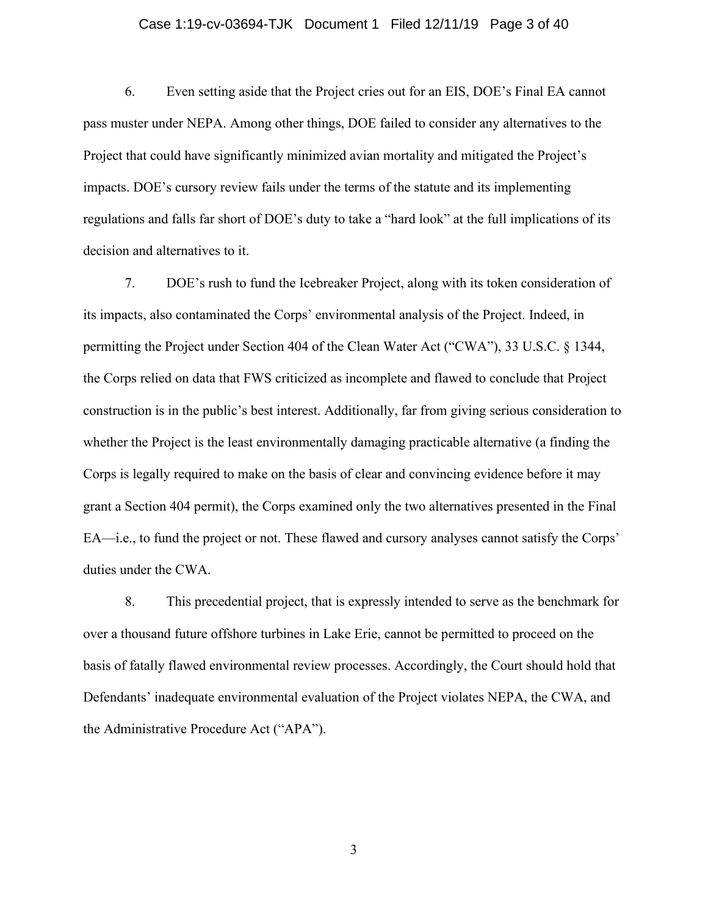6. Even setting aside that the Project cries out for an EIS, DOE's Final EA cannot pass muster under NEPA. Among other things, DOE failed to consider any alternatives to the Project that could have significantly minimized avian mortality and mitigated the Project's impacts. DOE's cursory review fails under the terms of the statute and its implementing regulations and falls far short of DOE's duty to take a "hard look" at the full implications of its decision and alternatives to it.

7. DOE's rush to fund the Icebreaker Project, along with its token consideration of its impacts, also contaminated the Corps' environmental analysis of the Project. Indeed, in permitting the Project under Section 404 of the Clean Water Act ("CWA"), 33 U.S.C. § 1344, the Corps relied on data that FWS criticized as incomplete and flawed to conclude that Project construction is in the public's best interest. Additionally, far from giving serious consideration to whether the Project is the least environmentally damaging practicable alternative (a finding the Corps is legally required to make on the basis of clear and convincing evidence before it may grant a Section 404 permit), the Corps examined only the two alternatives presented in the Final EA—i.e., to fund the project or not. These flawed and cursory analyses cannot satisfy the Corps' duties under the CWA.

8. This precedential project, that is expressly intended to serve as the benchmark for over a thousand future offshore turbines in Lake Erie, cannot be permitted to proceed on the basis of fatally flawed environmental review processes. Accordingly, the Court should hold that Defendants' inadequate environmental evaluation of the Project violates NEPA, the CWA, and the Administrative Procedure Act ("APA").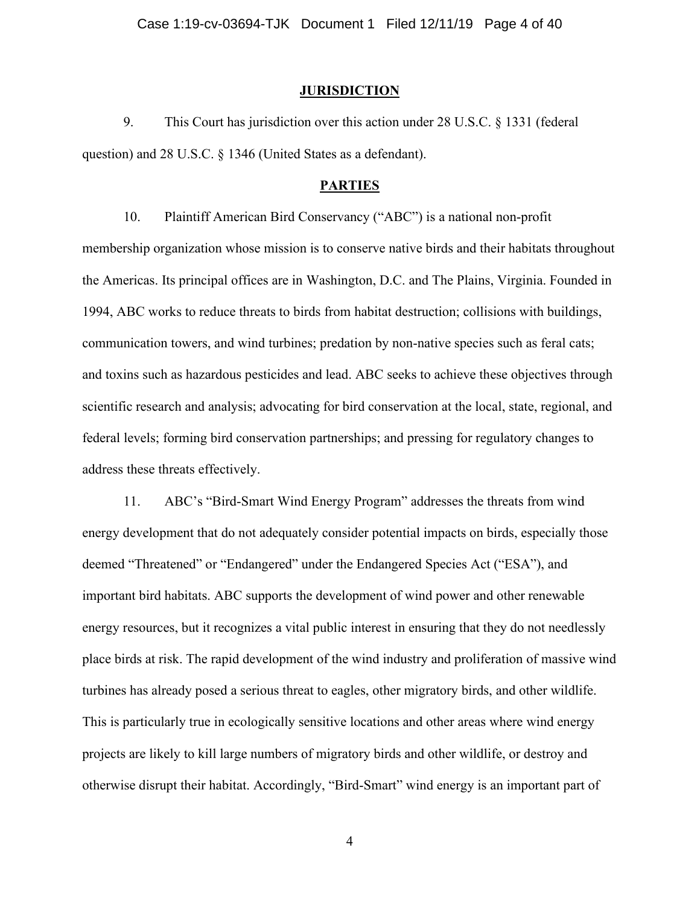## JURISDICTION

9. This Court has jurisdiction over this action under 28 U.S.C. § 1331 (federal question) and 28 U.S.C. § 1346 (United States as a defendant).

## PARTIES

10. Plaintiff American Bird Conservancy ("ABC") is a national non-profit membership organization whose mission is to conserve native birds and their habitats throughout the Americas. Its principal offices are in Washington, D.C. and The Plains, Virginia. Founded in 1994, ABC works to reduce threats to birds from habitat destruction; collisions with buildings, communication towers, and wind turbines; predation by non-native species such as feral cats; and toxins such as hazardous pesticides and lead. ABC seeks to achieve these objectives through scientific research and analysis; advocating for bird conservation at the local, state, regional, and federal levels; forming bird conservation partnerships; and pressing for regulatory changes to address these threats effectively.

11. ABC's "Bird-Smart Wind Energy Program" addresses the threats from wind energy development that do not adequately consider potential impacts on birds, especially those deemed "Threatened" or "Endangered" under the Endangered Species Act ("ESA"), and important bird habitats. ABC supports the development of wind power and other renewable energy resources, but it recognizes a vital public interest in ensuring that they do not needlessly place birds at risk. The rapid development of the wind industry and proliferation of massive wind turbines has already posed a serious threat to eagles, other migratory birds, and other wildlife. This is particularly true in ecologically sensitive locations and other areas where wind energy projects are likely to kill large numbers of migratory birds and other wildlife, or destroy and otherwise disrupt their habitat. Accordingly, "Bird-Smart" wind energy is an important part of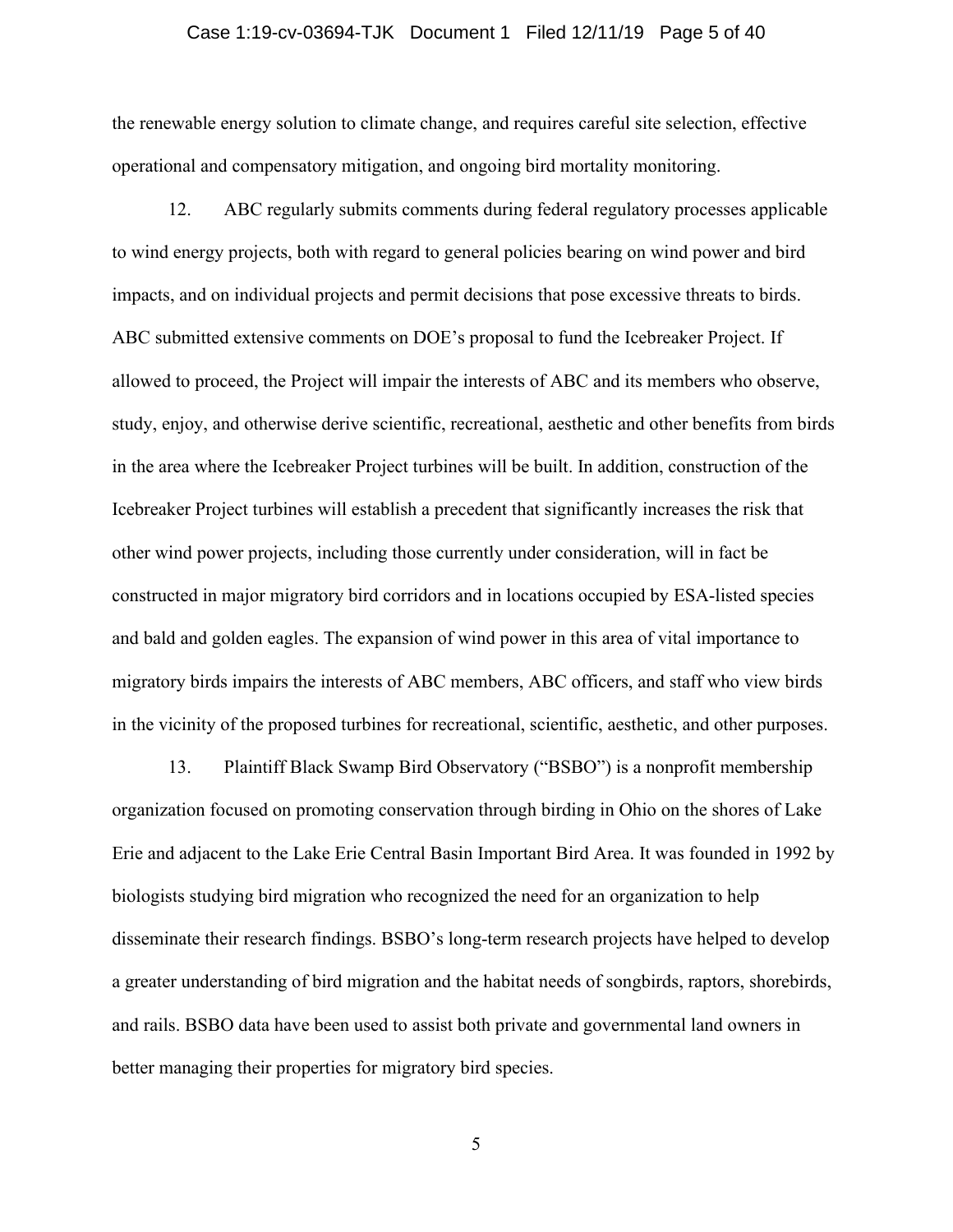the renewable energy solution to climate change, and requires careful site selection, effective operational and compensatory mitigation, and ongoing bird mortality monitoring.

12. ABC regularly submits comments during federal regulatory processes applicable to wind energy projects, both with regard to general policies bearing on wind power and bird impacts, and on individual projects and permit decisions that pose excessive threats to birds. ABC submitted extensive comments on DOE's proposal to fund the Icebreaker Project. If allowed to proceed, the Project will impair the interests of ABC and its members who observe, study, enjoy, and otherwise derive scientific, recreational, aesthetic and other benefits from birds in the area where the Icebreaker Project turbines will be built. In addition, construction of the Icebreaker Project turbines will establish a precedent that significantly increases the risk that other wind power projects, including those currently under consideration, will in fact be constructed in major migratory bird corridors and in locations occupied by ESA-listed species and bald and golden eagles. The expansion of wind power in this area of vital importance to migratory birds impairs the interests of ABC members, ABC officers, and staff who view birds in the vicinity of the proposed turbines for recreational, scientific, aesthetic, and other purposes.

13. Plaintiff Black Swamp Bird Observatory ("BSBO") is a nonprofit membership organization focused on promoting conservation through birding in Ohio on the shores of Lake Erie and adjacent to the Lake Erie Central Basin Important Bird Area. It was founded in 1992 by biologists studying bird migration who recognized the need for an organization to help disseminate their research findings. BSBO's long-term research projects have helped to develop a greater understanding of bird migration and the habitat needs of songbirds, raptors, shorebirds, and rails. BSBO data have been used to assist both private and governmental land owners in better managing their properties for migratory bird species.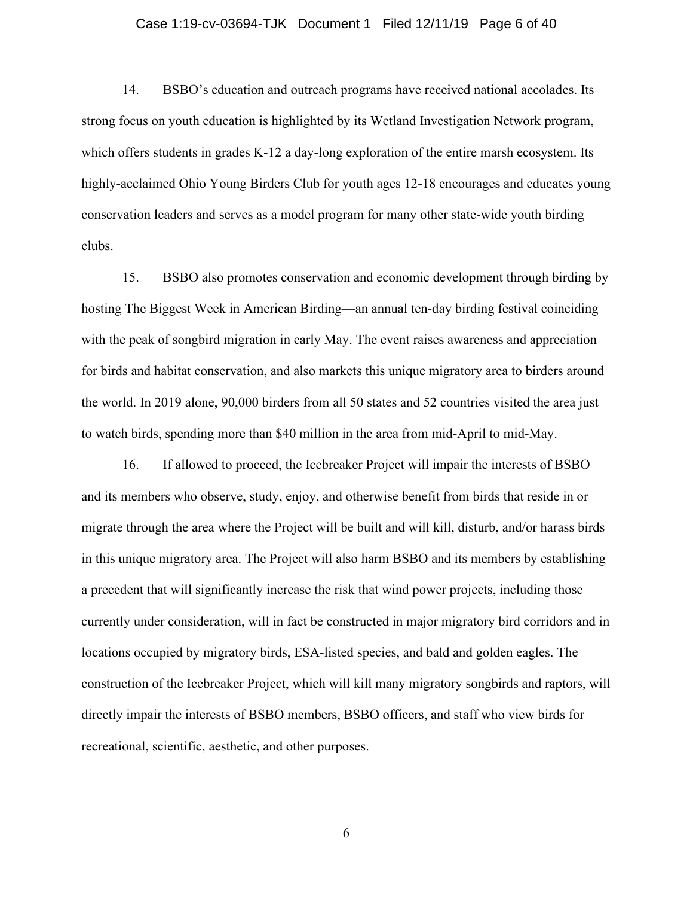14. BSBO's education and outreach programs have received national accolades. Its strong focus on youth education is highlighted by its Wetland Investigation Network program, which offers students in grades K-12 a day-long exploration of the entire marsh ecosystem. Its highly-acclaimed Ohio Young Birders Club for youth ages 12-18 encourages and educates young conservation leaders and serves as a model program for many other state-wide youth birding clubs.

15. BSBO also promotes conservation and economic development through birding by hosting The Biggest Week in American Birding—an annual ten-day birding festival coinciding with the peak of songbird migration in early May. The event raises awareness and appreciation for birds and habitat conservation, and also markets this unique migratory area to birders around the world. In 2019 alone, 90,000 birders from all 50 states and 52 countries visited the area just to watch birds, spending more than $40 million in the area from mid-April to mid-May.

16. If allowed to proceed, the Icebreaker Project will impair the interests of BSBO and its members who observe, study, enjoy, and otherwise benefit from birds that reside in or migrate through the area where the Project will be built and will kill, disturb, and/or harass birds in this unique migratory area. The Project will also harm BSBO and its members by establishing a precedent that will significantly increase the risk that wind power projects, including those currently under consideration, will in fact be constructed in major migratory bird corridors and in locations occupied by migratory birds, ESA-listed species, and bald and golden eagles. The construction of the Icebreaker Project, which will kill many migratory songbirds and raptors, will directly impair the interests of BSBO members, BSBO officers, and staff who view birds for recreational, scientific, aesthetic, and other purposes.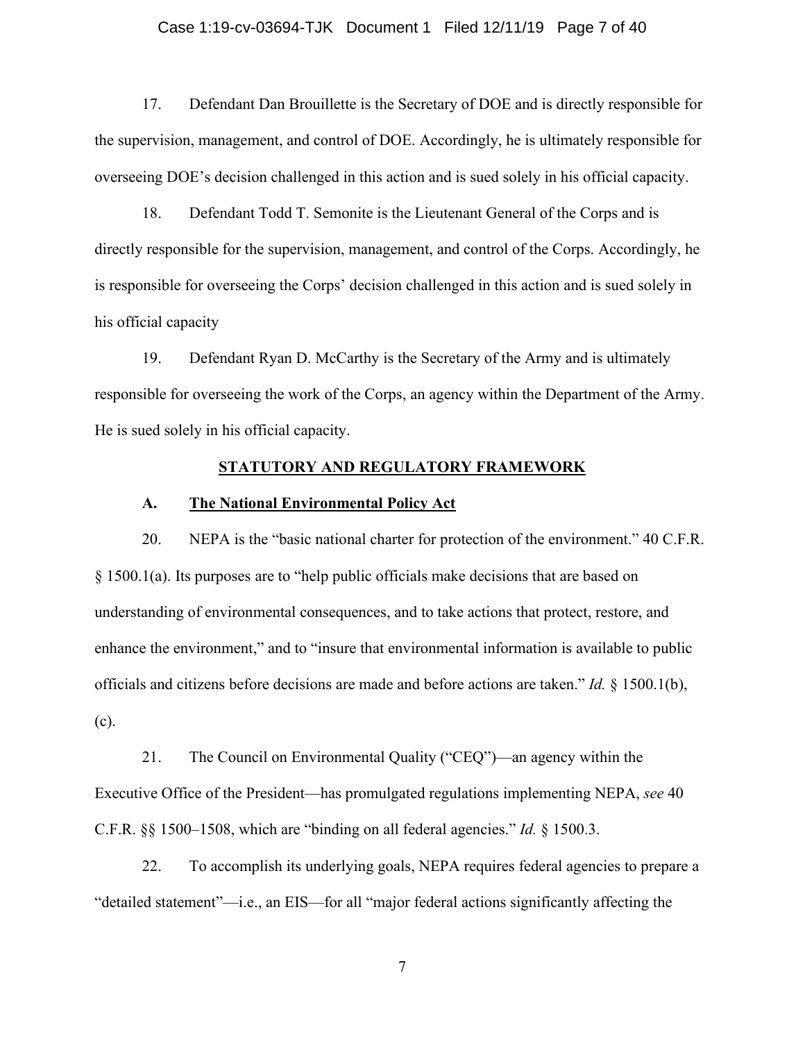17. Defendant Dan Brouillette is the Secretary of DOE and is directly responsible for the supervision, management, and control of DOE. Accordingly, he is ultimately responsible for overseeing DOE's decision challenged in this action and is sued solely in his official capacity.

18. Defendant Todd T. Semonite is the Lieutenant General of the Corps and is directly responsible for the supervision, management, and control of the Corps. Accordingly, he is responsible for overseeing the Corps' decision challenged in this action and is sued solely in his official capacity

19. Defendant Ryan D. McCarthy is the Secretary of the Army and is ultimately responsible for overseeing the work of the Corps, an agency within the Department of the Army. He is sued solely in his official capacity.

## STATUTORY AND REGULATORY FRAMEWORK

### A. The National Environmental Policy Act

20. NEPA is the "basic national charter for protection of the environment." 40 C.F.R. § 1500.1(a). Its purposes are to "help public officials make decisions that are based on understanding of environmental consequences, and to take actions that protect, restore, and enhance the environment," and to "insure that environmental information is available to public officials and citizens before decisions are made and before actions are taken." *Id.* § 1500.1(b), (c).

21. The Council on Environmental Quality ("CEQ")—an agency within the Executive Office of the President—has promulgated regulations implementing NEPA, *see* 40 C.F.R. §§ 1500–1508, which are "binding on all federal agencies." *Id.* § 1500.3.

22. To accomplish its underlying goals, NEPA requires federal agencies to prepare a "detailed statement"—i.e., an EIS—for all "major federal actions significantly affecting the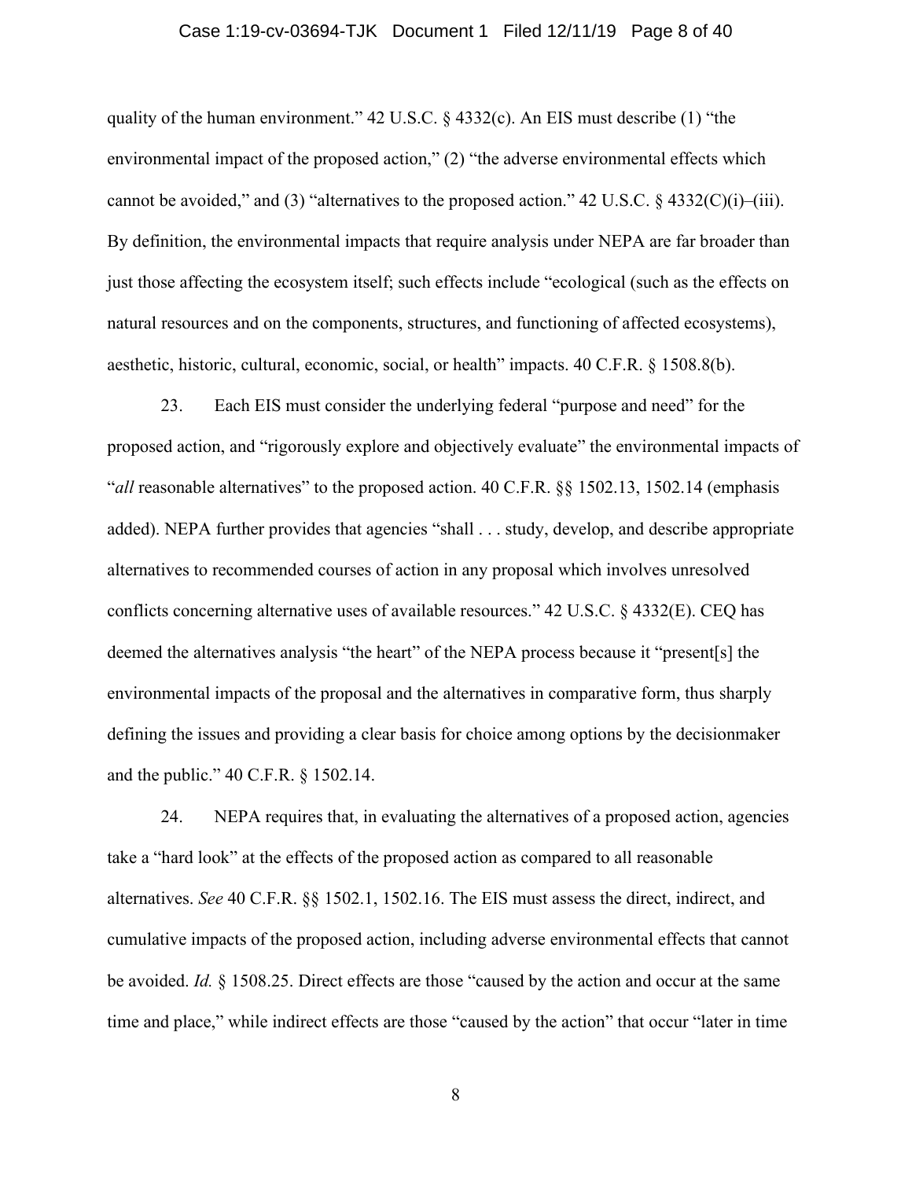quality of the human environment." 42 U.S.C. § 4332(c). An EIS must describe (1) "the environmental impact of the proposed action," (2) "the adverse environmental effects which cannot be avoided," and (3) "alternatives to the proposed action." 42 U.S.C. § 4332(C)(i)–(iii). By definition, the environmental impacts that require analysis under NEPA are far broader than just those affecting the ecosystem itself; such effects include "ecological (such as the effects on natural resources and on the components, structures, and functioning of affected ecosystems), aesthetic, historic, cultural, economic, social, or health" impacts. 40 C.F.R. § 1508.8(b).

23. Each EIS must consider the underlying federal "purpose and need" for the proposed action, and "rigorously explore and objectively evaluate" the environmental impacts of "*all* reasonable alternatives" to the proposed action. 40 C.F.R. §§ 1502.13, 1502.14 (emphasis added). NEPA further provides that agencies "shall . . . study, develop, and describe appropriate alternatives to recommended courses of action in any proposal which involves unresolved conflicts concerning alternative uses of available resources." 42 U.S.C. § 4332(E). CEQ has deemed the alternatives analysis "the heart" of the NEPA process because it "present[s] the environmental impacts of the proposal and the alternatives in comparative form, thus sharply defining the issues and providing a clear basis for choice among options by the decisionmaker and the public." 40 C.F.R. § 1502.14.

24. NEPA requires that, in evaluating the alternatives of a proposed action, agencies take a "hard look" at the effects of the proposed action as compared to all reasonable alternatives. *See* 40 C.F.R. §§ 1502.1, 1502.16. The EIS must assess the direct, indirect, and cumulative impacts of the proposed action, including adverse environmental effects that cannot be avoided. *Id.* § 1508.25. Direct effects are those "caused by the action and occur at the same time and place," while indirect effects are those "caused by the action" that occur "later in time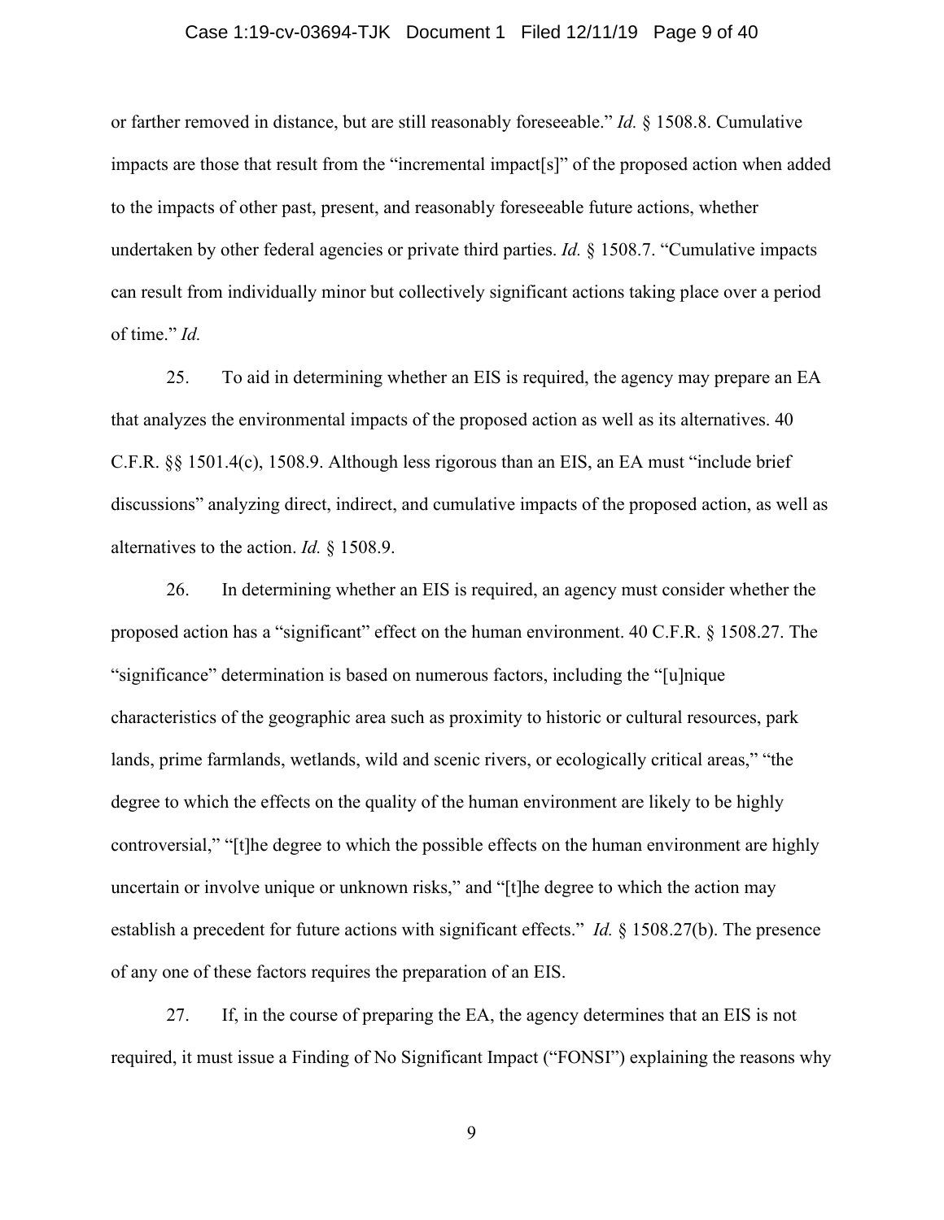or farther removed in distance, but are still reasonably foreseeable." *Id.* § 1508.8. Cumulative impacts are those that result from the "incremental impact[s]" of the proposed action when added to the impacts of other past, present, and reasonably foreseeable future actions, whether undertaken by other federal agencies or private third parties. *Id.* § 1508.7. "Cumulative impacts can result from individually minor but collectively significant actions taking place over a period of time." *Id.*

25. To aid in determining whether an EIS is required, the agency may prepare an EA that analyzes the environmental impacts of the proposed action as well as its alternatives. 40 C.F.R. §§ 1501.4(c), 1508.9. Although less rigorous than an EIS, an EA must "include brief discussions" analyzing direct, indirect, and cumulative impacts of the proposed action, as well as alternatives to the action. *Id.* § 1508.9.

26. In determining whether an EIS is required, an agency must consider whether the proposed action has a "significant" effect on the human environment. 40 C.F.R. § 1508.27. The "significance" determination is based on numerous factors, including the "[u]nique characteristics of the geographic area such as proximity to historic or cultural resources, park lands, prime farmlands, wetlands, wild and scenic rivers, or ecologically critical areas," "the degree to which the effects on the quality of the human environment are likely to be highly controversial," "[t]he degree to which the possible effects on the human environment are highly uncertain or involve unique or unknown risks," and "[t]he degree to which the action may establish a precedent for future actions with significant effects." *Id.* § 1508.27(b). The presence of any one of these factors requires the preparation of an EIS.

27. If, in the course of preparing the EA, the agency determines that an EIS is not required, it must issue a Finding of No Significant Impact ("FONSI") explaining the reasons why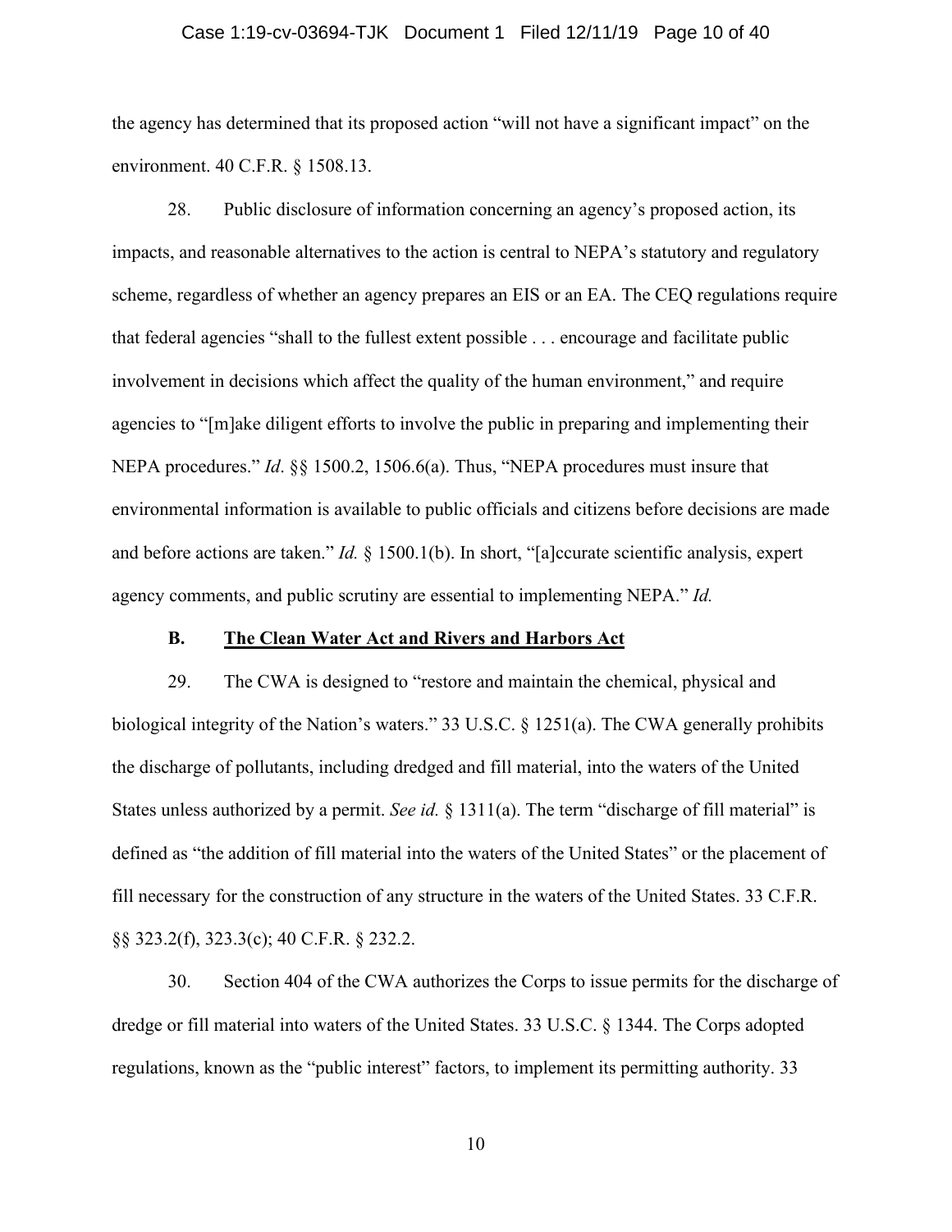the agency has determined that its proposed action "will not have a significant impact" on the environment. 40 C.F.R. § 1508.13.

28. Public disclosure of information concerning an agency's proposed action, its impacts, and reasonable alternatives to the action is central to NEPA's statutory and regulatory scheme, regardless of whether an agency prepares an EIS or an EA. The CEQ regulations require that federal agencies "shall to the fullest extent possible . . . encourage and facilitate public involvement in decisions which affect the quality of the human environment," and require agencies to "[m]ake diligent efforts to involve the public in preparing and implementing their NEPA procedures." *Id*. §§ 1500.2, 1506.6(a). Thus, "NEPA procedures must insure that environmental information is available to public officials and citizens before decisions are made and before actions are taken." *Id.* § 1500.1(b). In short, "[a]ccurate scientific analysis, expert agency comments, and public scrutiny are essential to implementing NEPA." *Id.*

### B. The Clean Water Act and Rivers and Harbors Act

29. The CWA is designed to "restore and maintain the chemical, physical and biological integrity of the Nation's waters." 33 U.S.C. § 1251(a). The CWA generally prohibits the discharge of pollutants, including dredged and fill material, into the waters of the United States unless authorized by a permit. *See id.* § 1311(a). The term "discharge of fill material" is defined as "the addition of fill material into the waters of the United States" or the placement of fill necessary for the construction of any structure in the waters of the United States. 33 C.F.R. §§ 323.2(f), 323.3(c); 40 C.F.R. § 232.2.

30. Section 404 of the CWA authorizes the Corps to issue permits for the discharge of dredge or fill material into waters of the United States. 33 U.S.C. § 1344. The Corps adopted regulations, known as the "public interest" factors, to implement its permitting authority. 33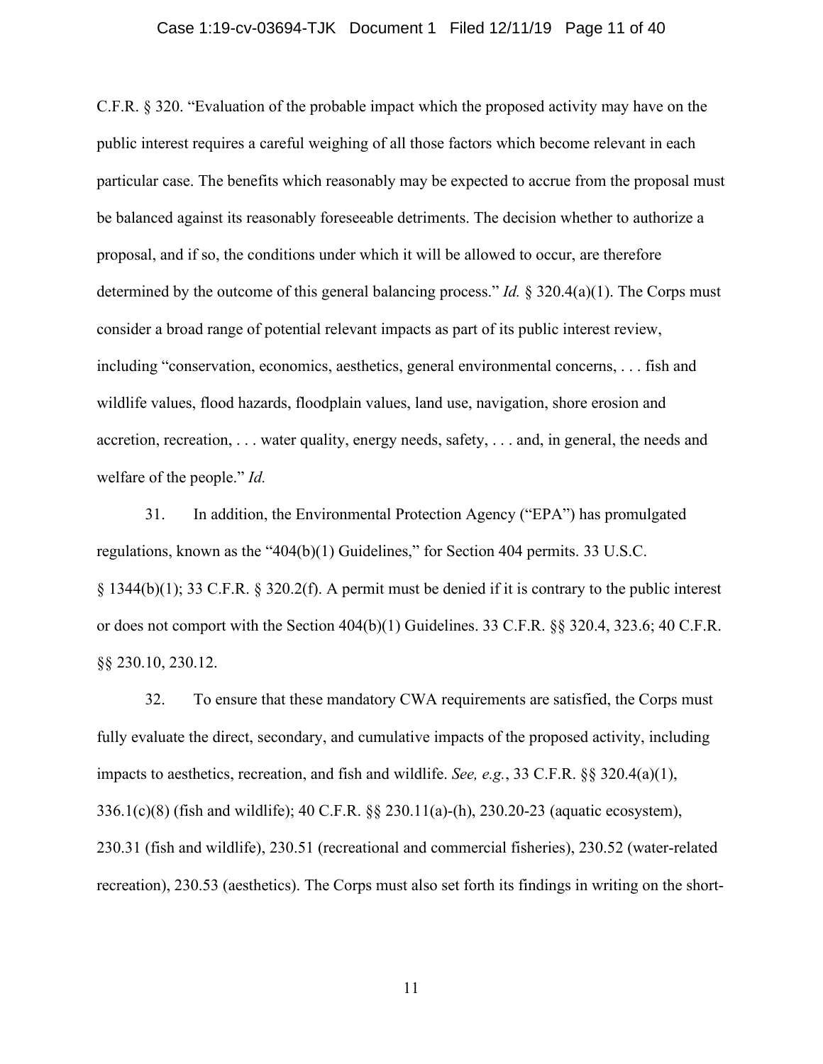C.F.R. § 320. "Evaluation of the probable impact which the proposed activity may have on the public interest requires a careful weighing of all those factors which become relevant in each particular case. The benefits which reasonably may be expected to accrue from the proposal must be balanced against its reasonably foreseeable detriments. The decision whether to authorize a proposal, and if so, the conditions under which it will be allowed to occur, are therefore determined by the outcome of this general balancing process." *Id.* § 320.4(a)(1). The Corps must consider a broad range of potential relevant impacts as part of its public interest review, including "conservation, economics, aesthetics, general environmental concerns, . . . fish and wildlife values, flood hazards, floodplain values, land use, navigation, shore erosion and accretion, recreation, . . . water quality, energy needs, safety, . . . and, in general, the needs and welfare of the people." *Id.*

31. In addition, the Environmental Protection Agency ("EPA") has promulgated regulations, known as the "404(b)(1) Guidelines," for Section 404 permits. 33 U.S.C. § 1344(b)(1); 33 C.F.R. § 320.2(f). A permit must be denied if it is contrary to the public interest or does not comport with the Section 404(b)(1) Guidelines. 33 C.F.R. §§ 320.4, 323.6; 40 C.F.R. §§ 230.10, 230.12.

32. To ensure that these mandatory CWA requirements are satisfied, the Corps must fully evaluate the direct, secondary, and cumulative impacts of the proposed activity, including impacts to aesthetics, recreation, and fish and wildlife. *See, e.g.*, 33 C.F.R. §§ 320.4(a)(1), 336.1(c)(8) (fish and wildlife); 40 C.F.R. §§ 230.11(a)-(h), 230.20-23 (aquatic ecosystem), 230.31 (fish and wildlife), 230.51 (recreational and commercial fisheries), 230.52 (water-related recreation), 230.53 (aesthetics). The Corps must also set forth its findings in writing on the short-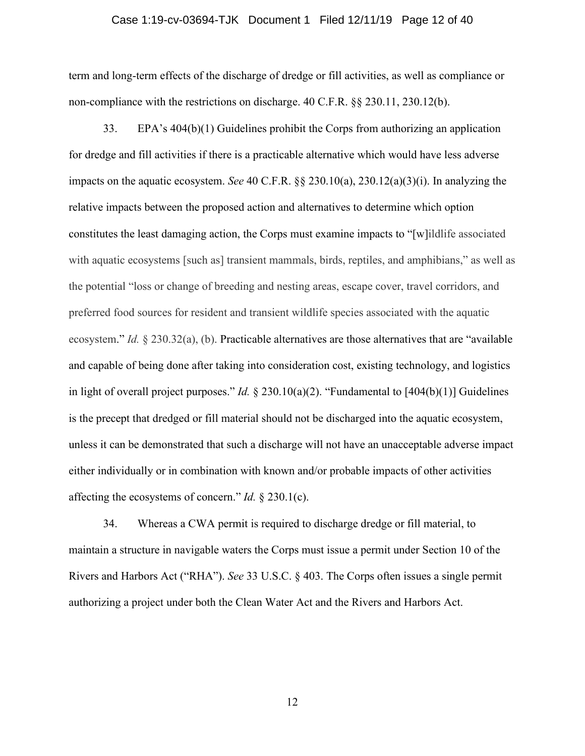term and long-term effects of the discharge of dredge or fill activities, as well as compliance or non-compliance with the restrictions on discharge. 40 C.F.R. §§ 230.11, 230.12(b).

33. EPA's 404(b)(1) Guidelines prohibit the Corps from authorizing an application for dredge and fill activities if there is a practicable alternative which would have less adverse impacts on the aquatic ecosystem. *See* 40 C.F.R. §§ 230.10(a), 230.12(a)(3)(i). In analyzing the relative impacts between the proposed action and alternatives to determine which option constitutes the least damaging action, the Corps must examine impacts to "[w]ildlife associated with aquatic ecosystems [such as] transient mammals, birds, reptiles, and amphibians," as well as the potential "loss or change of breeding and nesting areas, escape cover, travel corridors, and preferred food sources for resident and transient wildlife species associated with the aquatic ecosystem." *Id.* § 230.32(a), (b). Practicable alternatives are those alternatives that are "available and capable of being done after taking into consideration cost, existing technology, and logistics in light of overall project purposes." *Id.* § 230.10(a)(2). "Fundamental to [404(b)(1)] Guidelines is the precept that dredged or fill material should not be discharged into the aquatic ecosystem, unless it can be demonstrated that such a discharge will not have an unacceptable adverse impact either individually or in combination with known and/or probable impacts of other activities affecting the ecosystems of concern." *Id.* § 230.1(c).

34. Whereas a CWA permit is required to discharge dredge or fill material, to maintain a structure in navigable waters the Corps must issue a permit under Section 10 of the Rivers and Harbors Act ("RHA"). *See* 33 U.S.C. § 403. The Corps often issues a single permit authorizing a project under both the Clean Water Act and the Rivers and Harbors Act.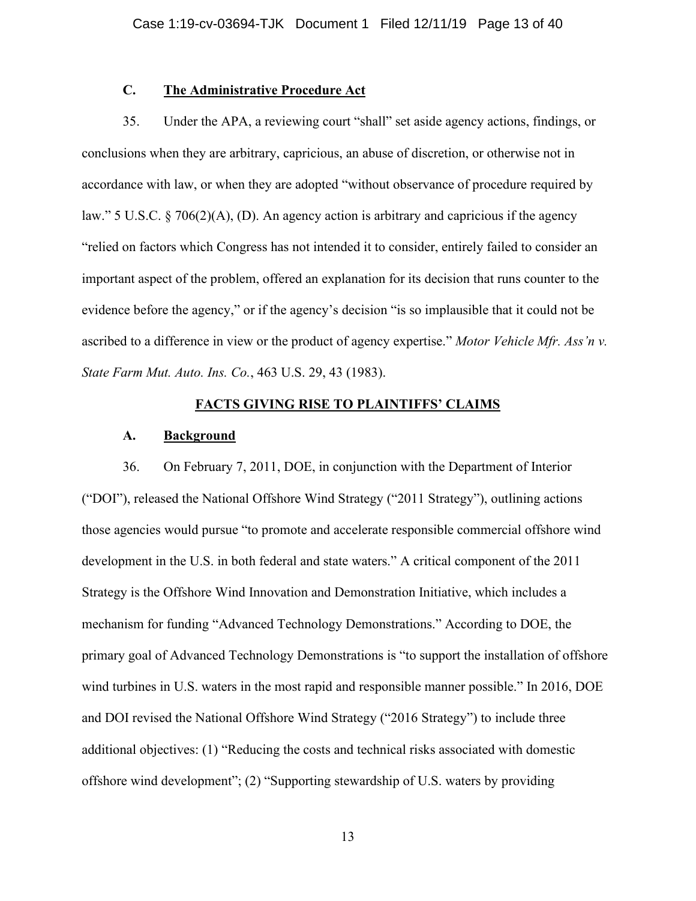### C. **The Administrative Procedure Act**

35. Under the APA, a reviewing court "shall" set aside agency actions, findings, or conclusions when they are arbitrary, capricious, an abuse of discretion, or otherwise not in accordance with law, or when they are adopted "without observance of procedure required by law." 5 U.S.C. § 706(2)(A), (D). An agency action is arbitrary and capricious if the agency "relied on factors which Congress has not intended it to consider, entirely failed to consider an important aspect of the problem, offered an explanation for its decision that runs counter to the evidence before the agency," or if the agency's decision "is so implausible that it could not be ascribed to a difference in view or the product of agency expertise." *Motor Vehicle Mfr. Ass'n v. State Farm Mut. Auto. Ins. Co.*, 463 U.S. 29, 43 (1983).

## **FACTS GIVING RISE TO PLAINTIFFS' CLAIMS**

### A. **Background**

36. On February 7, 2011, DOE, in conjunction with the Department of Interior ("DOI"), released the National Offshore Wind Strategy ("2011 Strategy"), outlining actions those agencies would pursue "to promote and accelerate responsible commercial offshore wind development in the U.S. in both federal and state waters." A critical component of the 2011 Strategy is the Offshore Wind Innovation and Demonstration Initiative, which includes a mechanism for funding "Advanced Technology Demonstrations." According to DOE, the primary goal of Advanced Technology Demonstrations is "to support the installation of offshore wind turbines in U.S. waters in the most rapid and responsible manner possible." In 2016, DOE and DOI revised the National Offshore Wind Strategy ("2016 Strategy") to include three additional objectives: (1) "Reducing the costs and technical risks associated with domestic offshore wind development"; (2) "Supporting stewardship of U.S. waters by providing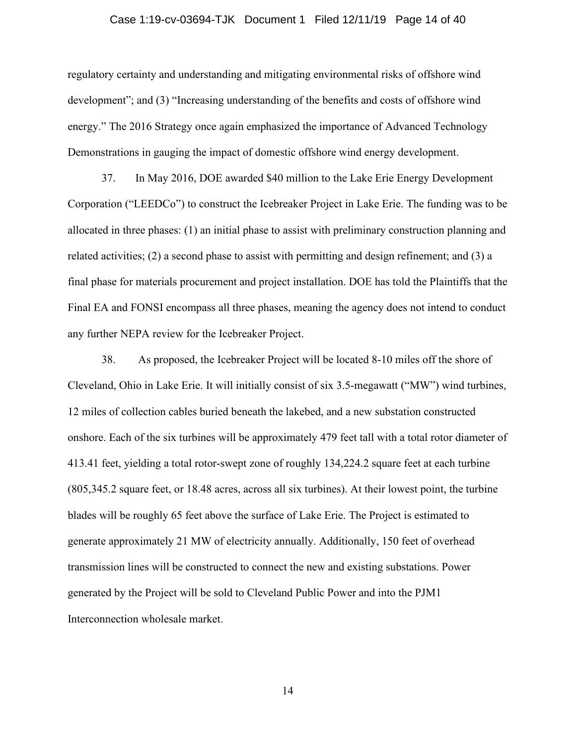regulatory certainty and understanding and mitigating environmental risks of offshore wind development"; and (3) "Increasing understanding of the benefits and costs of offshore wind energy." The 2016 Strategy once again emphasized the importance of Advanced Technology Demonstrations in gauging the impact of domestic offshore wind energy development.

37. In May 2016, DOE awarded $40 million to the Lake Erie Energy Development Corporation ("LEEDCo") to construct the Icebreaker Project in Lake Erie. The funding was to be allocated in three phases: (1) an initial phase to assist with preliminary construction planning and related activities; (2) a second phase to assist with permitting and design refinement; and (3) a final phase for materials procurement and project installation. DOE has told the Plaintiffs that the Final EA and FONSI encompass all three phases, meaning the agency does not intend to conduct any further NEPA review for the Icebreaker Project.

38. As proposed, the Icebreaker Project will be located 8-10 miles off the shore of Cleveland, Ohio in Lake Erie. It will initially consist of six 3.5-megawatt ("MW") wind turbines, 12 miles of collection cables buried beneath the lakebed, and a new substation constructed onshore. Each of the six turbines will be approximately 479 feet tall with a total rotor diameter of 413.41 feet, yielding a total rotor-swept zone of roughly 134,224.2 square feet at each turbine (805,345.2 square feet, or 18.48 acres, across all six turbines). At their lowest point, the turbine blades will be roughly 65 feet above the surface of Lake Erie. The Project is estimated to generate approximately 21 MW of electricity annually. Additionally, 150 feet of overhead transmission lines will be constructed to connect the new and existing substations. Power generated by the Project will be sold to Cleveland Public Power and into the PJM1 Interconnection wholesale market.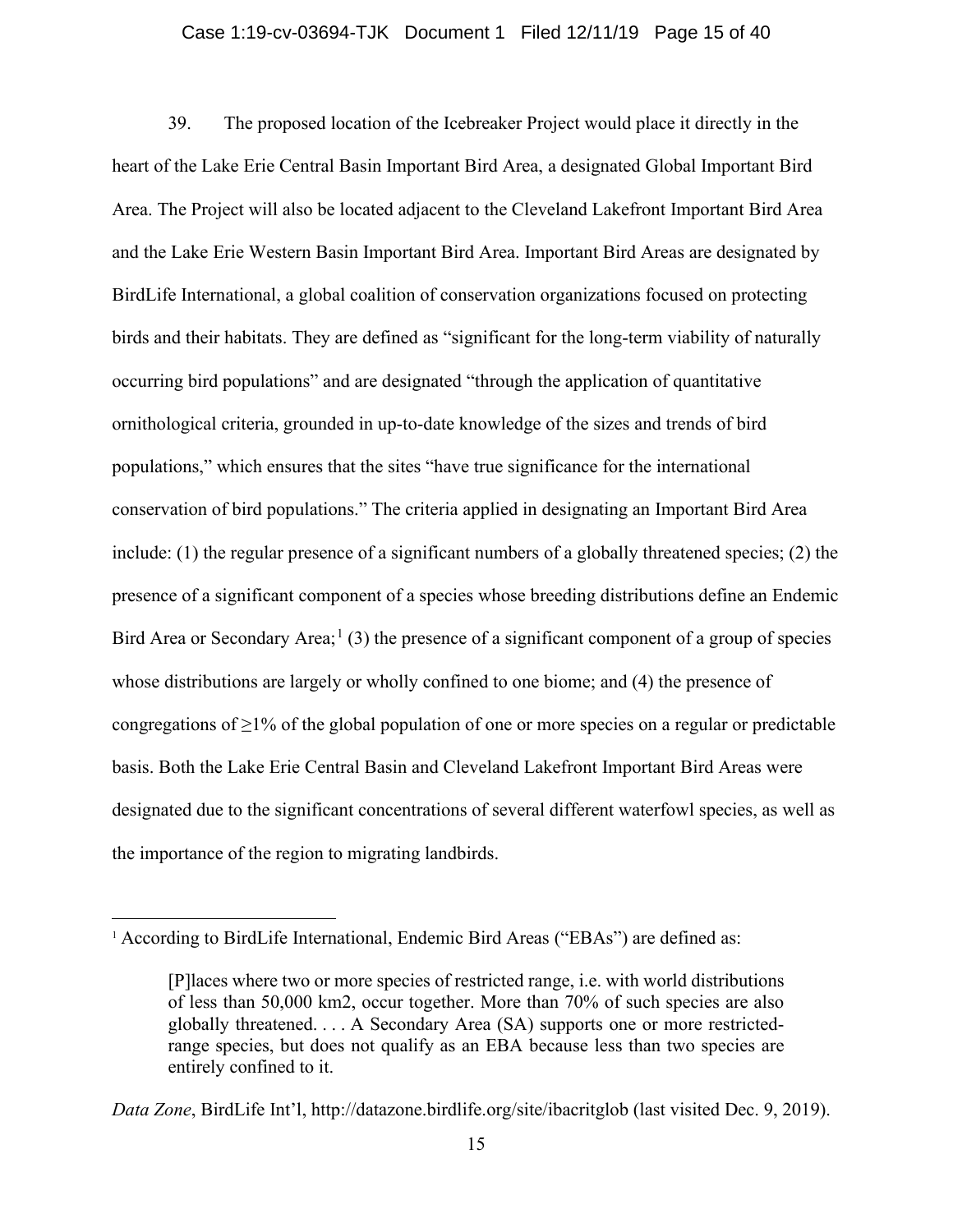39. The proposed location of the Icebreaker Project would place it directly in the heart of the Lake Erie Central Basin Important Bird Area, a designated Global Important Bird Area. The Project will also be located adjacent to the Cleveland Lakefront Important Bird Area and the Lake Erie Western Basin Important Bird Area. Important Bird Areas are designated by BirdLife International, a global coalition of conservation organizations focused on protecting birds and their habitats. They are defined as "significant for the long-term viability of naturally occurring bird populations" and are designated "through the application of quantitative ornithological criteria, grounded in up-to-date knowledge of the sizes and trends of bird populations," which ensures that the sites "have true significance for the international conservation of bird populations." The criteria applied in designating an Important Bird Area include: (1) the regular presence of a significant numbers of a globally threatened species; (2) the presence of a significant component of a species whose breeding distributions define an Endemic Bird Area or Secondary Area;[1] (3) the presence of a significant component of a group of species whose distributions are largely or wholly confined to one biome; and (4) the presence of congregations of ≥1% of the global population of one or more species on a regular or predictable basis. Both the Lake Erie Central Basin and Cleveland Lakefront Important Bird Areas were designated due to the significant concentrations of several different waterfowl species, as well as the importance of the region to migrating landbirds.

---

[1] According to BirdLife International, Endemic Bird Areas ("EBAs") are defined as:

> [P]laces where two or more species of restricted range, i.e. with world distributions of less than 50,000 km2, occur together. More than 70% of such species are also globally threatened. . . . A Secondary Area (SA) supports one or more restricted-range species, but does not qualify as an EBA because less than two species are entirely confined to it.

*Data Zone*, BirdLife Int'l, http://datazone.birdlife.org/site/ibacritglob (last visited Dec. 9, 2019).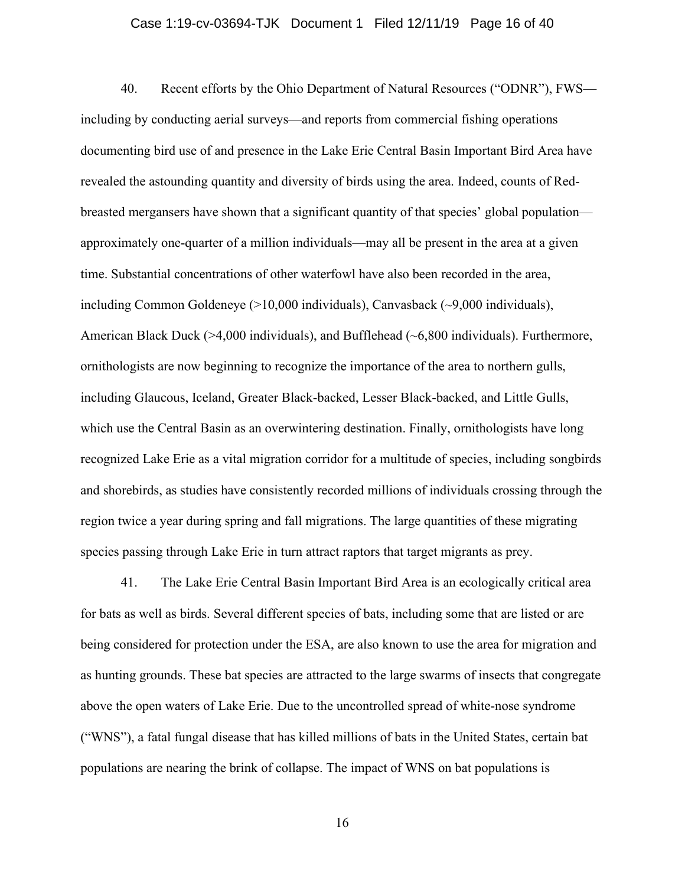40. Recent efforts by the Ohio Department of Natural Resources ("ODNR"), FWS—including by conducting aerial surveys—and reports from commercial fishing operations documenting bird use of and presence in the Lake Erie Central Basin Important Bird Area have revealed the astounding quantity and diversity of birds using the area. Indeed, counts of Red-breasted mergansers have shown that a significant quantity of that species' global population—approximately one-quarter of a million individuals—may all be present in the area at a given time. Substantial concentrations of other waterfowl have also been recorded in the area, including Common Goldeneye (>10,000 individuals), Canvasback (~9,000 individuals), American Black Duck (>4,000 individuals), and Bufflehead (~6,800 individuals). Furthermore, ornithologists are now beginning to recognize the importance of the area to northern gulls, including Glaucous, Iceland, Greater Black-backed, Lesser Black-backed, and Little Gulls, which use the Central Basin as an overwintering destination. Finally, ornithologists have long recognized Lake Erie as a vital migration corridor for a multitude of species, including songbirds and shorebirds, as studies have consistently recorded millions of individuals crossing through the region twice a year during spring and fall migrations. The large quantities of these migrating species passing through Lake Erie in turn attract raptors that target migrants as prey.

41. The Lake Erie Central Basin Important Bird Area is an ecologically critical area for bats as well as birds. Several different species of bats, including some that are listed or are being considered for protection under the ESA, are also known to use the area for migration and as hunting grounds. These bat species are attracted to the large swarms of insects that congregate above the open waters of Lake Erie. Due to the uncontrolled spread of white-nose syndrome ("WNS"), a fatal fungal disease that has killed millions of bats in the United States, certain bat populations are nearing the brink of collapse. The impact of WNS on bat populations is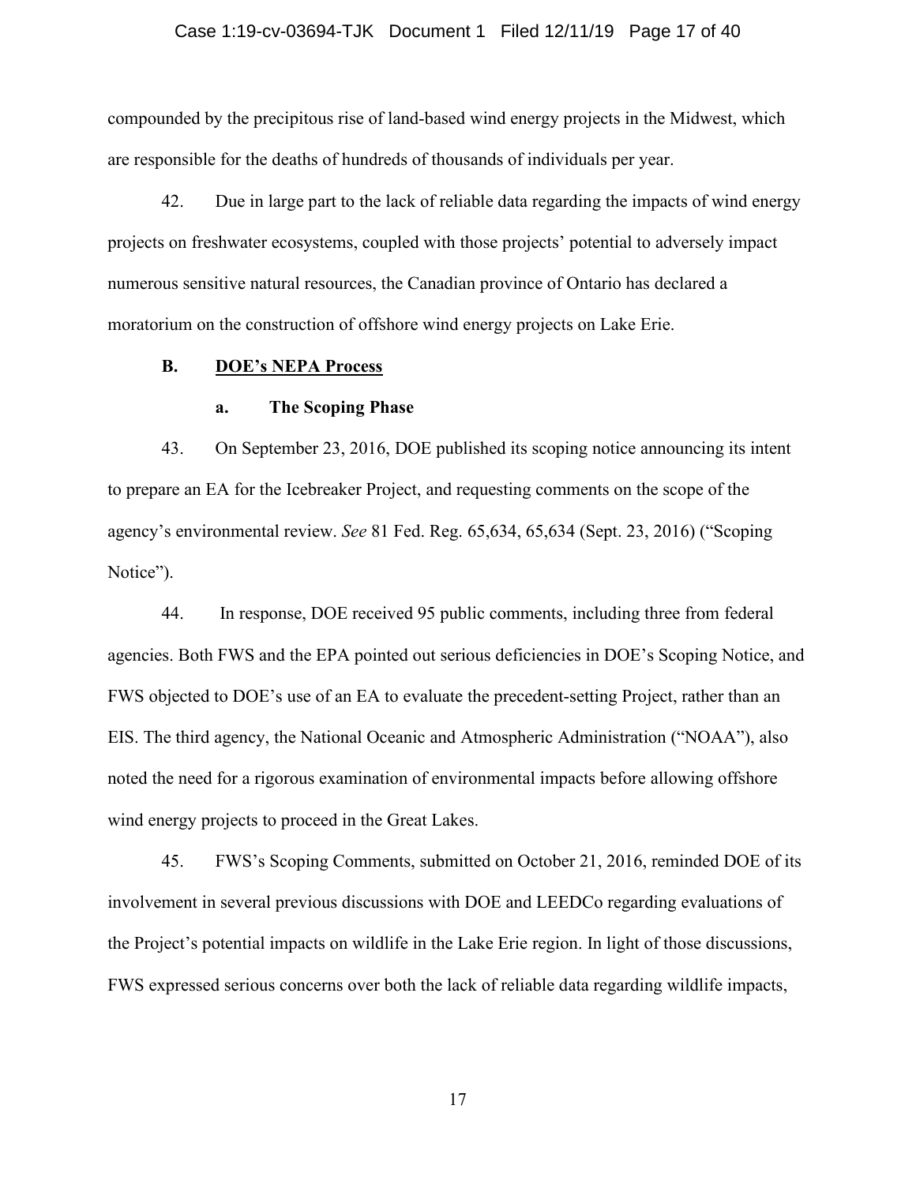compounded by the precipitous rise of land-based wind energy projects in the Midwest, which are responsible for the deaths of hundreds of thousands of individuals per year.

42. Due in large part to the lack of reliable data regarding the impacts of wind energy projects on freshwater ecosystems, coupled with those projects' potential to adversely impact numerous sensitive natural resources, the Canadian province of Ontario has declared a moratorium on the construction of offshore wind energy projects on Lake Erie.

**B. <u>DOE's NEPA Process</u>**

**a. The Scoping Phase**

43. On September 23, 2016, DOE published its scoping notice announcing its intent to prepare an EA for the Icebreaker Project, and requesting comments on the scope of the agency's environmental review. *See* 81 Fed. Reg. 65,634, 65,634 (Sept. 23, 2016) ("Scoping Notice").

44. In response, DOE received 95 public comments, including three from federal agencies. Both FWS and the EPA pointed out serious deficiencies in DOE's Scoping Notice, and FWS objected to DOE's use of an EA to evaluate the precedent-setting Project, rather than an EIS. The third agency, the National Oceanic and Atmospheric Administration ("NOAA"), also noted the need for a rigorous examination of environmental impacts before allowing offshore wind energy projects to proceed in the Great Lakes.

45. FWS's Scoping Comments, submitted on October 21, 2016, reminded DOE of its involvement in several previous discussions with DOE and LEEDCo regarding evaluations of the Project's potential impacts on wildlife in the Lake Erie region. In light of those discussions, FWS expressed serious concerns over both the lack of reliable data regarding wildlife impacts,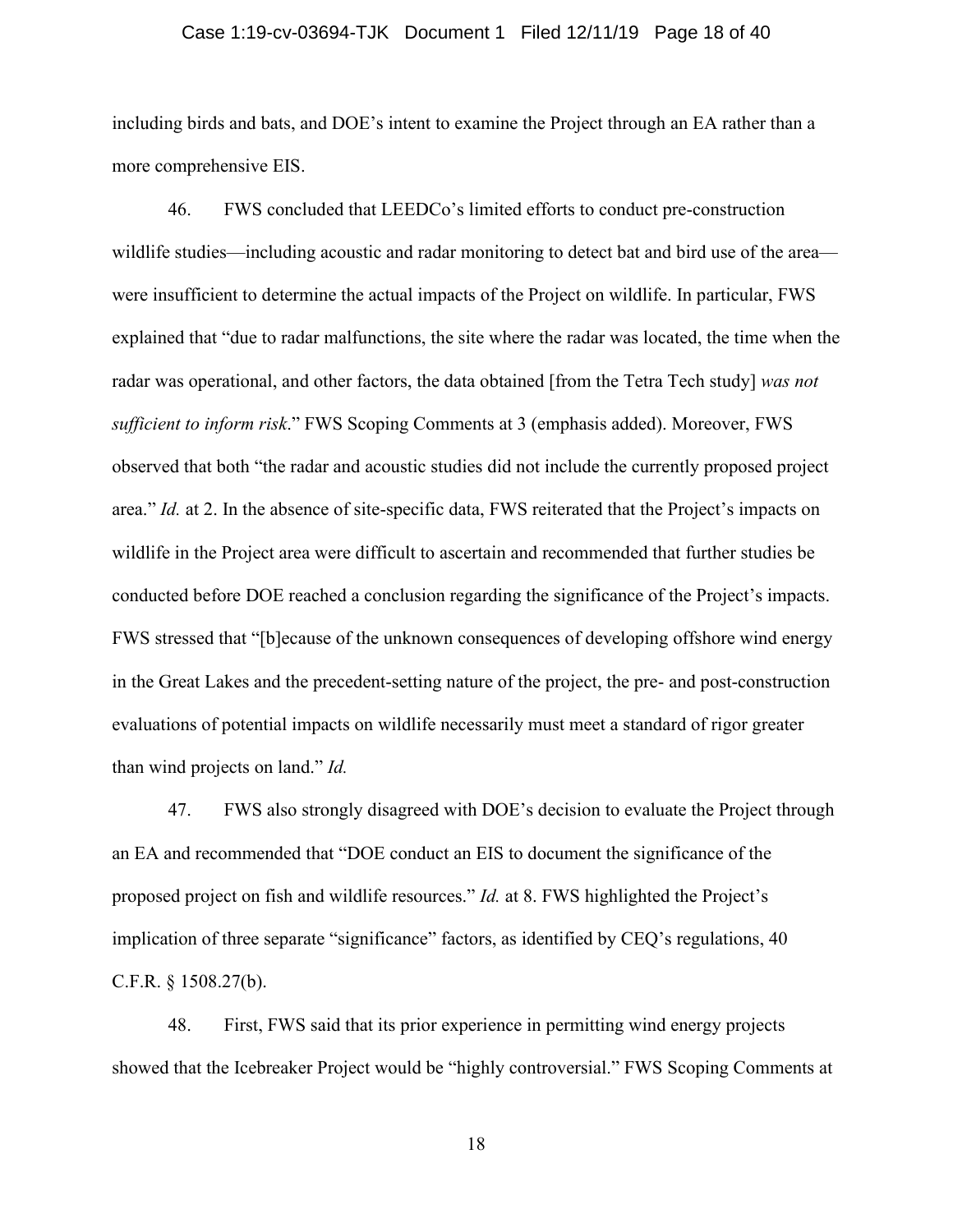including birds and bats, and DOE's intent to examine the Project through an EA rather than a more comprehensive EIS.

46. FWS concluded that LEEDCo's limited efforts to conduct pre-construction wildlife studies—including acoustic and radar monitoring to detect bat and bird use of the area—were insufficient to determine the actual impacts of the Project on wildlife. In particular, FWS explained that "due to radar malfunctions, the site where the radar was located, the time when the radar was operational, and other factors, the data obtained [from the Tetra Tech study] *was not sufficient to inform risk*." FWS Scoping Comments at 3 (emphasis added). Moreover, FWS observed that both "the radar and acoustic studies did not include the currently proposed project area." *Id.* at 2. In the absence of site-specific data, FWS reiterated that the Project's impacts on wildlife in the Project area were difficult to ascertain and recommended that further studies be conducted before DOE reached a conclusion regarding the significance of the Project's impacts. FWS stressed that "[b]ecause of the unknown consequences of developing offshore wind energy in the Great Lakes and the precedent-setting nature of the project, the pre- and post-construction evaluations of potential impacts on wildlife necessarily must meet a standard of rigor greater than wind projects on land." *Id.*

47. FWS also strongly disagreed with DOE's decision to evaluate the Project through an EA and recommended that "DOE conduct an EIS to document the significance of the proposed project on fish and wildlife resources." *Id.* at 8. FWS highlighted the Project's implication of three separate "significance" factors, as identified by CEQ's regulations, 40 C.F.R. § 1508.27(b).

48. First, FWS said that its prior experience in permitting wind energy projects showed that the Icebreaker Project would be "highly controversial." FWS Scoping Comments at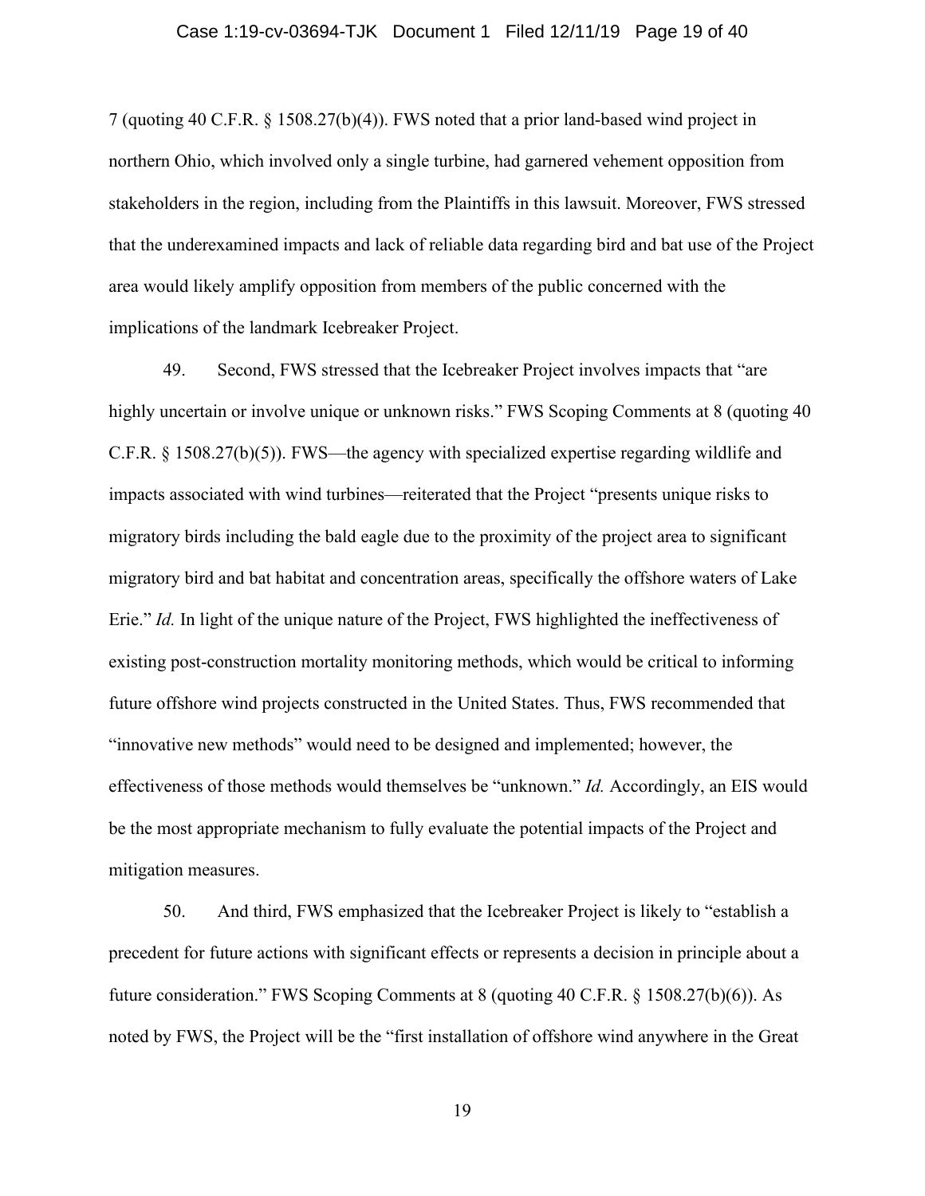7 (quoting 40 C.F.R. § 1508.27(b)(4)). FWS noted that a prior land-based wind project in northern Ohio, which involved only a single turbine, had garnered vehement opposition from stakeholders in the region, including from the Plaintiffs in this lawsuit. Moreover, FWS stressed that the underexamined impacts and lack of reliable data regarding bird and bat use of the Project area would likely amplify opposition from members of the public concerned with the implications of the landmark Icebreaker Project.

49. Second, FWS stressed that the Icebreaker Project involves impacts that "are highly uncertain or involve unique or unknown risks." FWS Scoping Comments at 8 (quoting 40 C.F.R. § 1508.27(b)(5)). FWS—the agency with specialized expertise regarding wildlife and impacts associated with wind turbines—reiterated that the Project "presents unique risks to migratory birds including the bald eagle due to the proximity of the project area to significant migratory bird and bat habitat and concentration areas, specifically the offshore waters of Lake Erie." *Id.* In light of the unique nature of the Project, FWS highlighted the ineffectiveness of existing post-construction mortality monitoring methods, which would be critical to informing future offshore wind projects constructed in the United States. Thus, FWS recommended that "innovative new methods" would need to be designed and implemented; however, the effectiveness of those methods would themselves be "unknown." *Id.* Accordingly, an EIS would be the most appropriate mechanism to fully evaluate the potential impacts of the Project and mitigation measures.

50. And third, FWS emphasized that the Icebreaker Project is likely to "establish a precedent for future actions with significant effects or represents a decision in principle about a future consideration." FWS Scoping Comments at 8 (quoting 40 C.F.R. § 1508.27(b)(6)). As noted by FWS, the Project will be the "first installation of offshore wind anywhere in the Great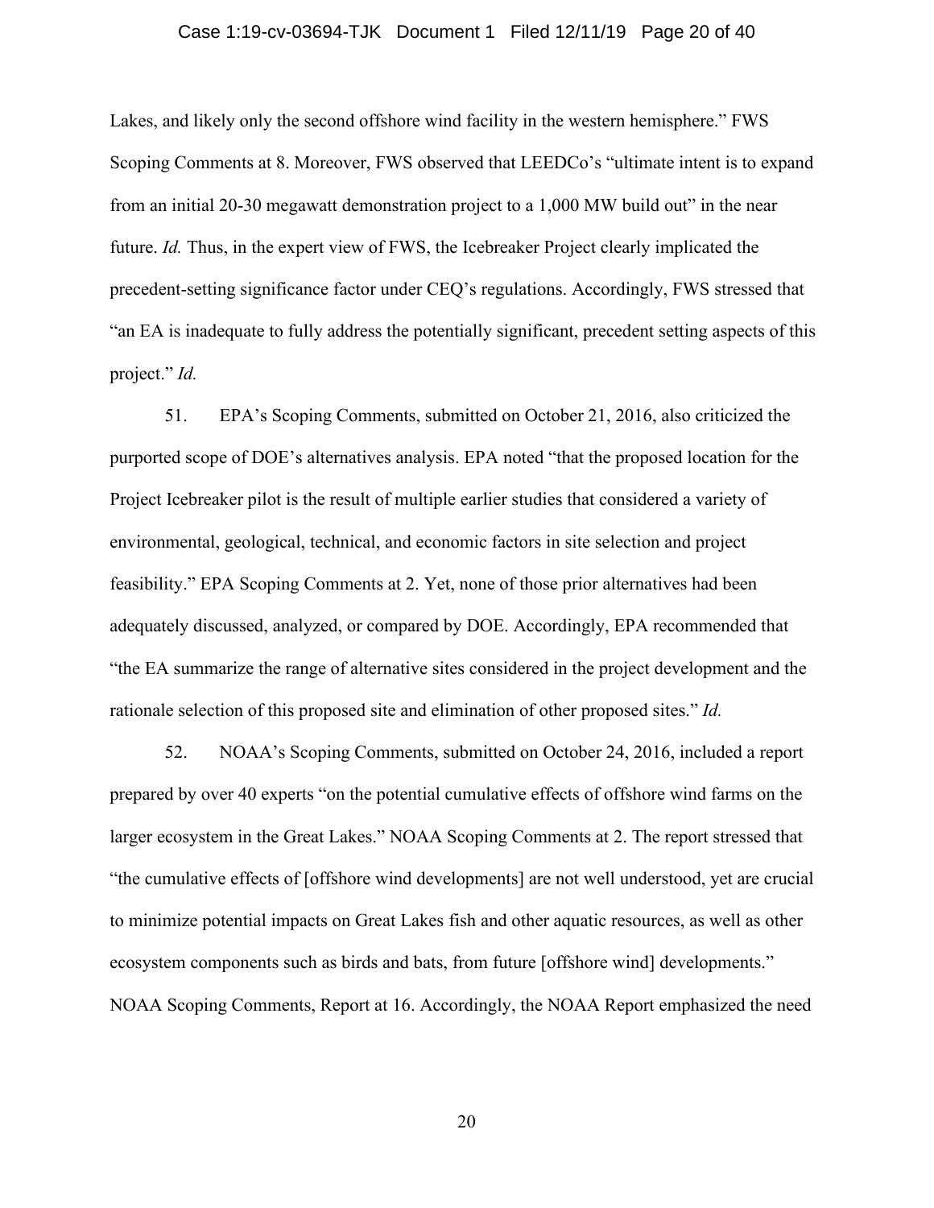Lakes, and likely only the second offshore wind facility in the western hemisphere." FWS Scoping Comments at 8. Moreover, FWS observed that LEEDCo's "ultimate intent is to expand from an initial 20-30 megawatt demonstration project to a 1,000 MW build out" in the near future. *Id.* Thus, in the expert view of FWS, the Icebreaker Project clearly implicated the precedent-setting significance factor under CEQ's regulations. Accordingly, FWS stressed that "an EA is inadequate to fully address the potentially significant, precedent setting aspects of this project." *Id.*

51. EPA's Scoping Comments, submitted on October 21, 2016, also criticized the purported scope of DOE's alternatives analysis. EPA noted "that the proposed location for the Project Icebreaker pilot is the result of multiple earlier studies that considered a variety of environmental, geological, technical, and economic factors in site selection and project feasibility." EPA Scoping Comments at 2. Yet, none of those prior alternatives had been adequately discussed, analyzed, or compared by DOE. Accordingly, EPA recommended that "the EA summarize the range of alternative sites considered in the project development and the rationale selection of this proposed site and elimination of other proposed sites." *Id.*

52. NOAA's Scoping Comments, submitted on October 24, 2016, included a report prepared by over 40 experts "on the potential cumulative effects of offshore wind farms on the larger ecosystem in the Great Lakes." NOAA Scoping Comments at 2. The report stressed that "the cumulative effects of [offshore wind developments] are not well understood, yet are crucial to minimize potential impacts on Great Lakes fish and other aquatic resources, as well as other ecosystem components such as birds and bats, from future [offshore wind] developments." NOAA Scoping Comments, Report at 16. Accordingly, the NOAA Report emphasized the need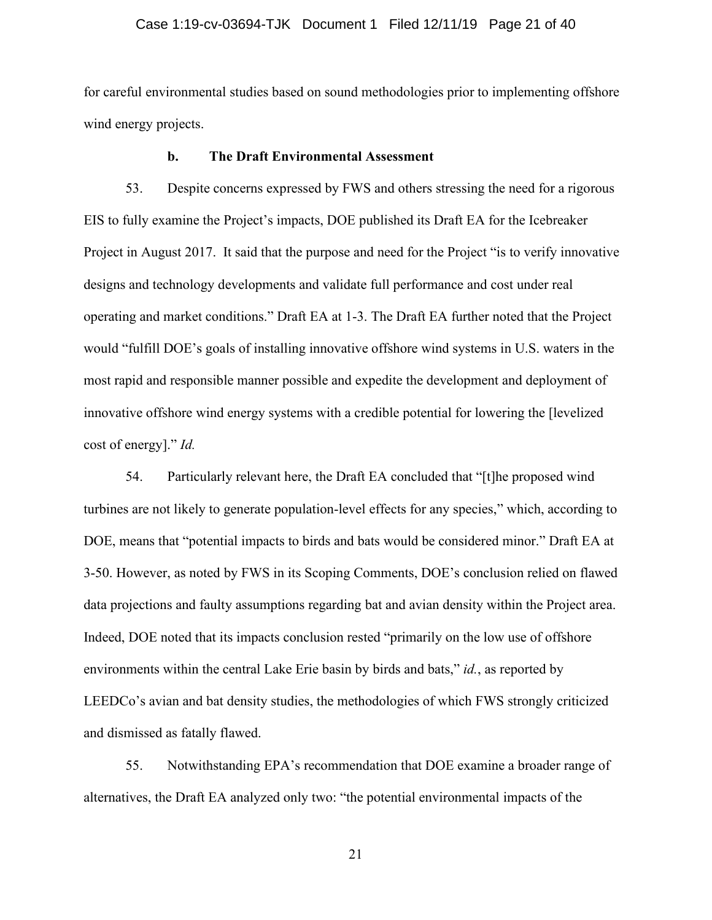for careful environmental studies based on sound methodologies prior to implementing offshore wind energy projects.

### b. The Draft Environmental Assessment

53. Despite concerns expressed by FWS and others stressing the need for a rigorous EIS to fully examine the Project's impacts, DOE published its Draft EA for the Icebreaker Project in August 2017. It said that the purpose and need for the Project "is to verify innovative designs and technology developments and validate full performance and cost under real operating and market conditions." Draft EA at 1-3. The Draft EA further noted that the Project would "fulfill DOE's goals of installing innovative offshore wind systems in U.S. waters in the most rapid and responsible manner possible and expedite the development and deployment of innovative offshore wind energy systems with a credible potential for lowering the [levelized cost of energy]." *Id.*

54. Particularly relevant here, the Draft EA concluded that "[t]he proposed wind turbines are not likely to generate population-level effects for any species," which, according to DOE, means that "potential impacts to birds and bats would be considered minor." Draft EA at 3-50. However, as noted by FWS in its Scoping Comments, DOE's conclusion relied on flawed data projections and faulty assumptions regarding bat and avian density within the Project area. Indeed, DOE noted that its impacts conclusion rested "primarily on the low use of offshore environments within the central Lake Erie basin by birds and bats," *id.*, as reported by LEEDCo's avian and bat density studies, the methodologies of which FWS strongly criticized and dismissed as fatally flawed.

55. Notwithstanding EPA's recommendation that DOE examine a broader range of alternatives, the Draft EA analyzed only two: "the potential environmental impacts of the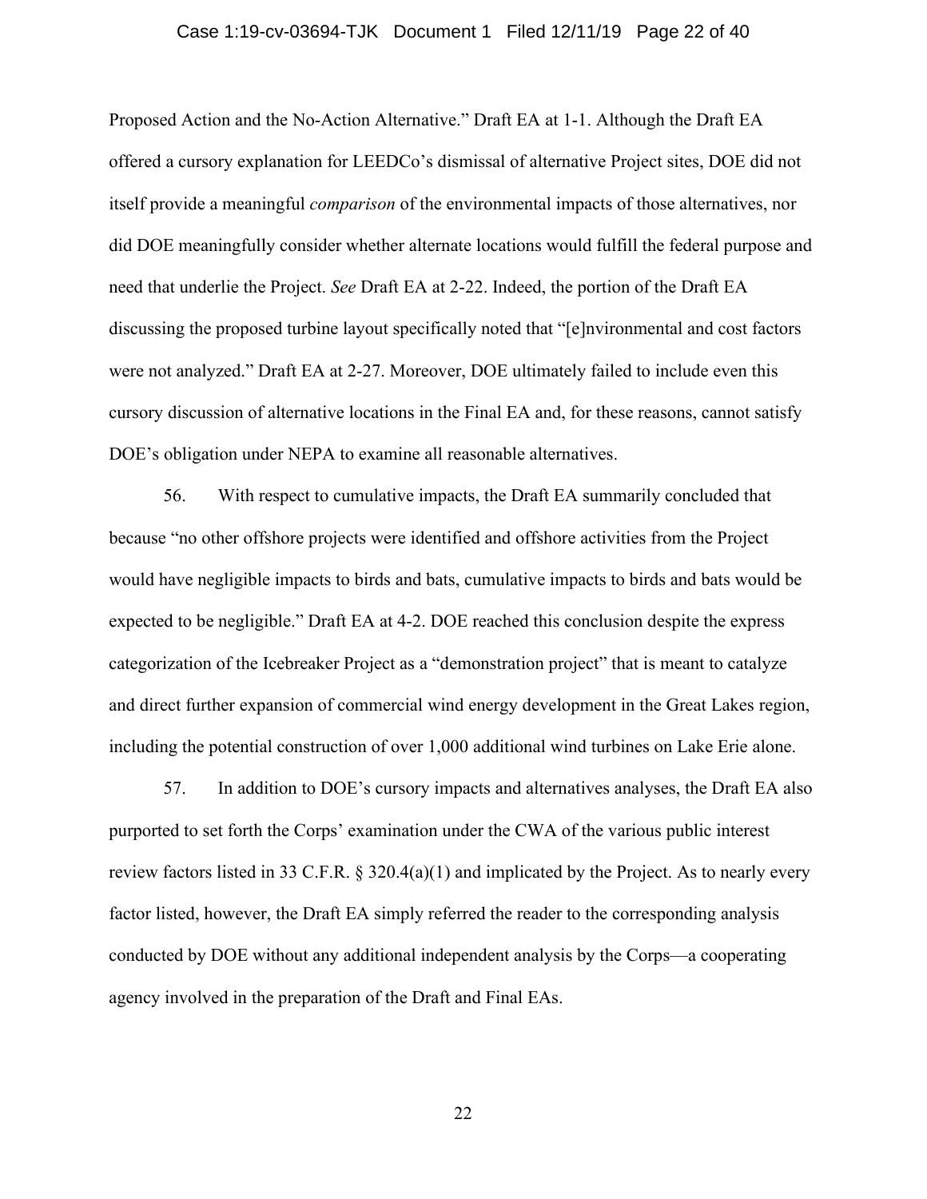Proposed Action and the No-Action Alternative." Draft EA at 1-1. Although the Draft EA offered a cursory explanation for LEEDCo's dismissal of alternative Project sites, DOE did not itself provide a meaningful *comparison* of the environmental impacts of those alternatives, nor did DOE meaningfully consider whether alternate locations would fulfill the federal purpose and need that underlie the Project. *See* Draft EA at 2-22. Indeed, the portion of the Draft EA discussing the proposed turbine layout specifically noted that "[e]nvironmental and cost factors were not analyzed." Draft EA at 2-27. Moreover, DOE ultimately failed to include even this cursory discussion of alternative locations in the Final EA and, for these reasons, cannot satisfy DOE's obligation under NEPA to examine all reasonable alternatives.

56. With respect to cumulative impacts, the Draft EA summarily concluded that because "no other offshore projects were identified and offshore activities from the Project would have negligible impacts to birds and bats, cumulative impacts to birds and bats would be expected to be negligible." Draft EA at 4-2. DOE reached this conclusion despite the express categorization of the Icebreaker Project as a "demonstration project" that is meant to catalyze and direct further expansion of commercial wind energy development in the Great Lakes region, including the potential construction of over 1,000 additional wind turbines on Lake Erie alone.

57. In addition to DOE's cursory impacts and alternatives analyses, the Draft EA also purported to set forth the Corps' examination under the CWA of the various public interest review factors listed in 33 C.F.R. § 320.4(a)(1) and implicated by the Project. As to nearly every factor listed, however, the Draft EA simply referred the reader to the corresponding analysis conducted by DOE without any additional independent analysis by the Corps—a cooperating agency involved in the preparation of the Draft and Final EAs.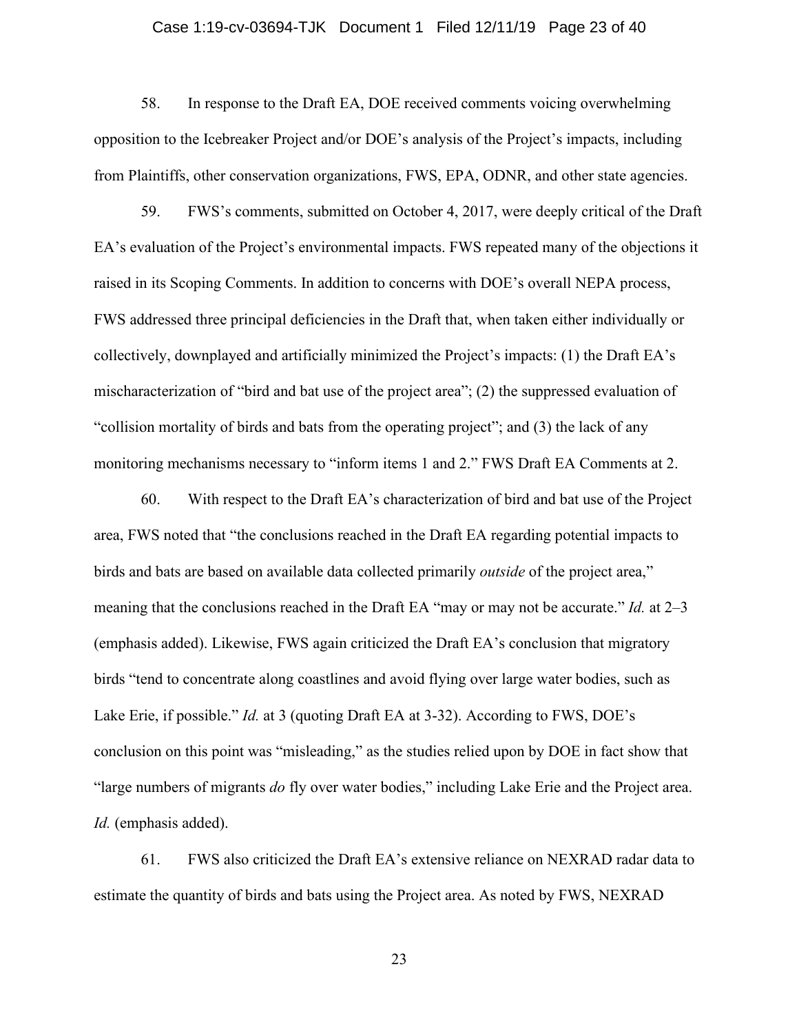58. In response to the Draft EA, DOE received comments voicing overwhelming opposition to the Icebreaker Project and/or DOE's analysis of the Project's impacts, including from Plaintiffs, other conservation organizations, FWS, EPA, ODNR, and other state agencies.

59. FWS's comments, submitted on October 4, 2017, were deeply critical of the Draft EA's evaluation of the Project's environmental impacts. FWS repeated many of the objections it raised in its Scoping Comments. In addition to concerns with DOE's overall NEPA process, FWS addressed three principal deficiencies in the Draft that, when taken either individually or collectively, downplayed and artificially minimized the Project's impacts: (1) the Draft EA's mischaracterization of "bird and bat use of the project area"; (2) the suppressed evaluation of "collision mortality of birds and bats from the operating project"; and (3) the lack of any monitoring mechanisms necessary to "inform items 1 and 2." FWS Draft EA Comments at 2.

60. With respect to the Draft EA's characterization of bird and bat use of the Project area, FWS noted that "the conclusions reached in the Draft EA regarding potential impacts to birds and bats are based on available data collected primarily *outside* of the project area," meaning that the conclusions reached in the Draft EA "may or may not be accurate." *Id.* at 2–3 (emphasis added). Likewise, FWS again criticized the Draft EA's conclusion that migratory birds "tend to concentrate along coastlines and avoid flying over large water bodies, such as Lake Erie, if possible." *Id.* at 3 (quoting Draft EA at 3-32). According to FWS, DOE's conclusion on this point was "misleading," as the studies relied upon by DOE in fact show that "large numbers of migrants *do* fly over water bodies," including Lake Erie and the Project area. *Id.* (emphasis added).

61. FWS also criticized the Draft EA's extensive reliance on NEXRAD radar data to estimate the quantity of birds and bats using the Project area. As noted by FWS, NEXRAD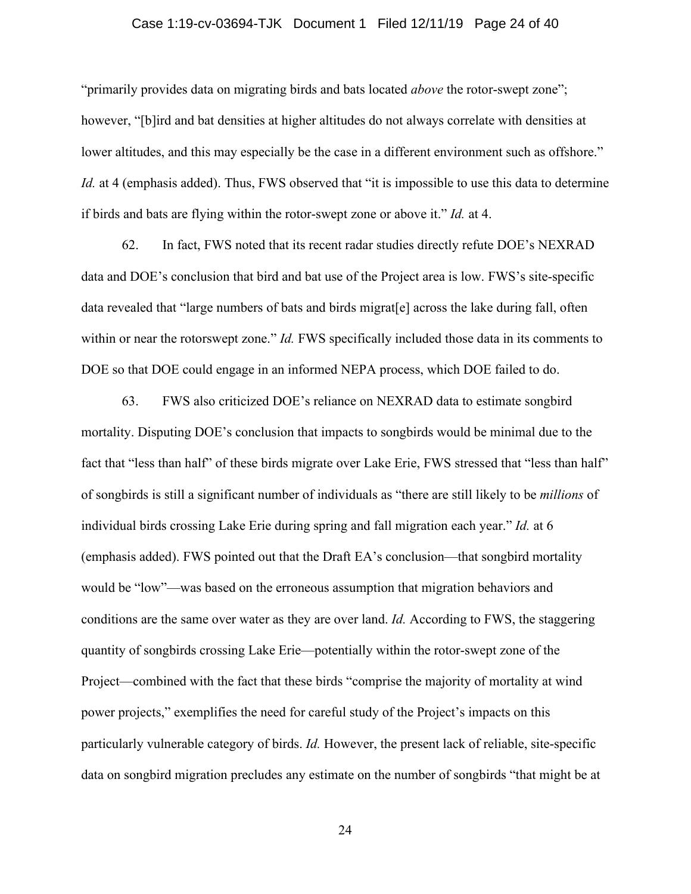"primarily provides data on migrating birds and bats located *above* the rotor-swept zone"; however, "[b]ird and bat densities at higher altitudes do not always correlate with densities at lower altitudes, and this may especially be the case in a different environment such as offshore." *Id.* at 4 (emphasis added). Thus, FWS observed that "it is impossible to use this data to determine if birds and bats are flying within the rotor-swept zone or above it." *Id.* at 4.

62. In fact, FWS noted that its recent radar studies directly refute DOE's NEXRAD data and DOE's conclusion that bird and bat use of the Project area is low. FWS's site-specific data revealed that "large numbers of bats and birds migrat[e] across the lake during fall, often within or near the rotorswept zone." *Id.* FWS specifically included those data in its comments to DOE so that DOE could engage in an informed NEPA process, which DOE failed to do.

63. FWS also criticized DOE's reliance on NEXRAD data to estimate songbird mortality. Disputing DOE's conclusion that impacts to songbirds would be minimal due to the fact that "less than half" of these birds migrate over Lake Erie, FWS stressed that "less than half" of songbirds is still a significant number of individuals as "there are still likely to be *millions* of individual birds crossing Lake Erie during spring and fall migration each year." *Id.* at 6 (emphasis added). FWS pointed out that the Draft EA's conclusion—that songbird mortality would be "low"—was based on the erroneous assumption that migration behaviors and conditions are the same over water as they are over land. *Id.* According to FWS, the staggering quantity of songbirds crossing Lake Erie—potentially within the rotor-swept zone of the Project—combined with the fact that these birds "comprise the majority of mortality at wind power projects," exemplifies the need for careful study of the Project's impacts on this particularly vulnerable category of birds. *Id.* However, the present lack of reliable, site-specific data on songbird migration precludes any estimate on the number of songbirds "that might be at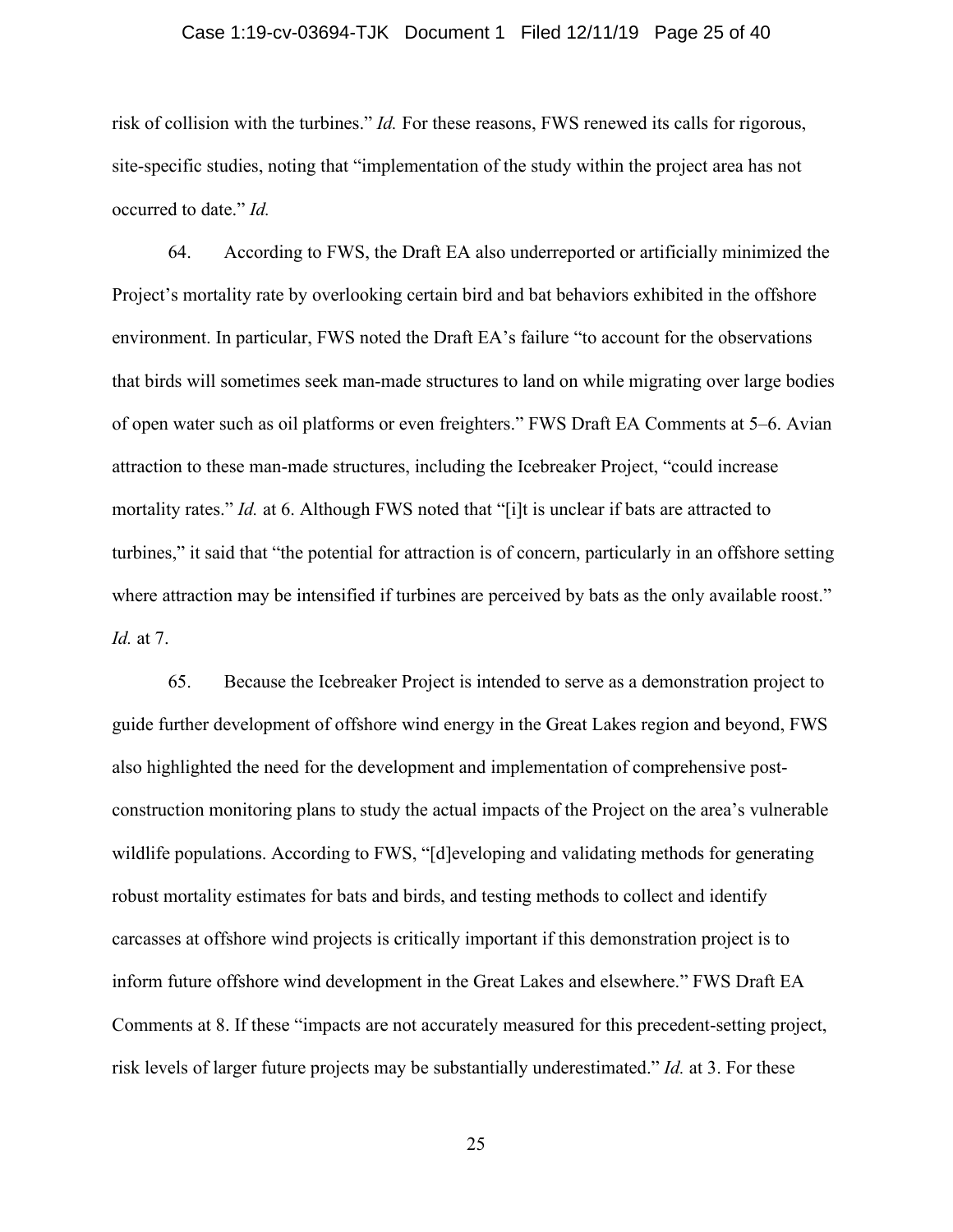risk of collision with the turbines." *Id.* For these reasons, FWS renewed its calls for rigorous, site-specific studies, noting that "implementation of the study within the project area has not occurred to date." *Id.*

64. According to FWS, the Draft EA also underreported or artificially minimized the Project's mortality rate by overlooking certain bird and bat behaviors exhibited in the offshore environment. In particular, FWS noted the Draft EA's failure "to account for the observations that birds will sometimes seek man-made structures to land on while migrating over large bodies of open water such as oil platforms or even freighters." FWS Draft EA Comments at 5–6. Avian attraction to these man-made structures, including the Icebreaker Project, "could increase mortality rates." *Id.* at 6. Although FWS noted that "[i]t is unclear if bats are attracted to turbines," it said that "the potential for attraction is of concern, particularly in an offshore setting where attraction may be intensified if turbines are perceived by bats as the only available roost." *Id.* at 7.

65. Because the Icebreaker Project is intended to serve as a demonstration project to guide further development of offshore wind energy in the Great Lakes region and beyond, FWS also highlighted the need for the development and implementation of comprehensive post-construction monitoring plans to study the actual impacts of the Project on the area's vulnerable wildlife populations. According to FWS, "[d]eveloping and validating methods for generating robust mortality estimates for bats and birds, and testing methods to collect and identify carcasses at offshore wind projects is critically important if this demonstration project is to inform future offshore wind development in the Great Lakes and elsewhere." FWS Draft EA Comments at 8. If these "impacts are not accurately measured for this precedent-setting project, risk levels of larger future projects may be substantially underestimated." *Id.* at 3. For these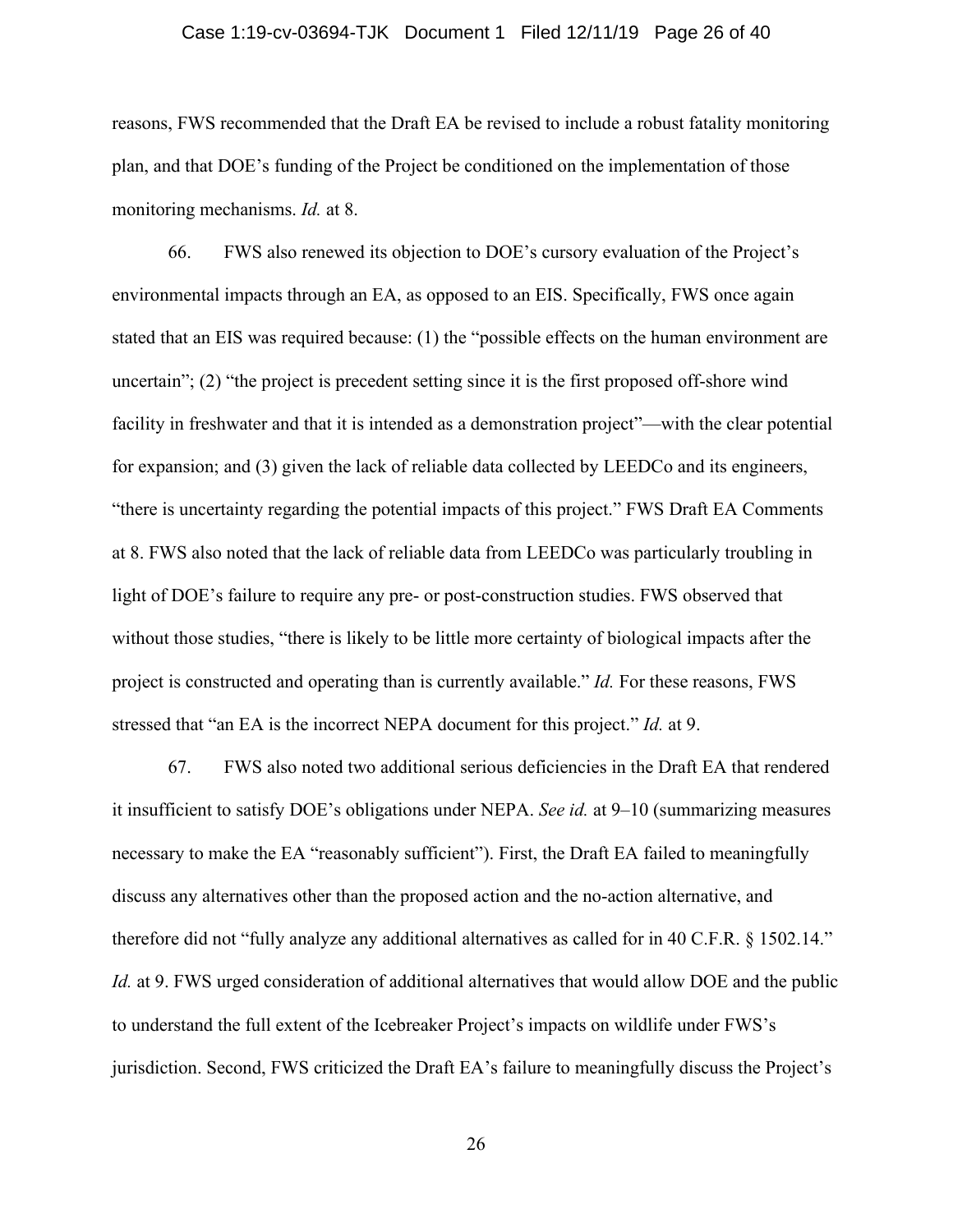reasons, FWS recommended that the Draft EA be revised to include a robust fatality monitoring plan, and that DOE's funding of the Project be conditioned on the implementation of those monitoring mechanisms. *Id.* at 8.

66. FWS also renewed its objection to DOE's cursory evaluation of the Project's environmental impacts through an EA, as opposed to an EIS. Specifically, FWS once again stated that an EIS was required because: (1) the "possible effects on the human environment are uncertain"; (2) "the project is precedent setting since it is the first proposed off-shore wind facility in freshwater and that it is intended as a demonstration project"—with the clear potential for expansion; and (3) given the lack of reliable data collected by LEEDCo and its engineers, "there is uncertainty regarding the potential impacts of this project." FWS Draft EA Comments at 8. FWS also noted that the lack of reliable data from LEEDCo was particularly troubling in light of DOE's failure to require any pre- or post-construction studies. FWS observed that without those studies, "there is likely to be little more certainty of biological impacts after the project is constructed and operating than is currently available." *Id.* For these reasons, FWS stressed that "an EA is the incorrect NEPA document for this project." *Id.* at 9.

67. FWS also noted two additional serious deficiencies in the Draft EA that rendered it insufficient to satisfy DOE's obligations under NEPA. *See id.* at 9–10 (summarizing measures necessary to make the EA "reasonably sufficient"). First, the Draft EA failed to meaningfully discuss any alternatives other than the proposed action and the no-action alternative, and therefore did not "fully analyze any additional alternatives as called for in 40 C.F.R. § 1502.14." *Id.* at 9. FWS urged consideration of additional alternatives that would allow DOE and the public to understand the full extent of the Icebreaker Project's impacts on wildlife under FWS's jurisdiction. Second, FWS criticized the Draft EA's failure to meaningfully discuss the Project's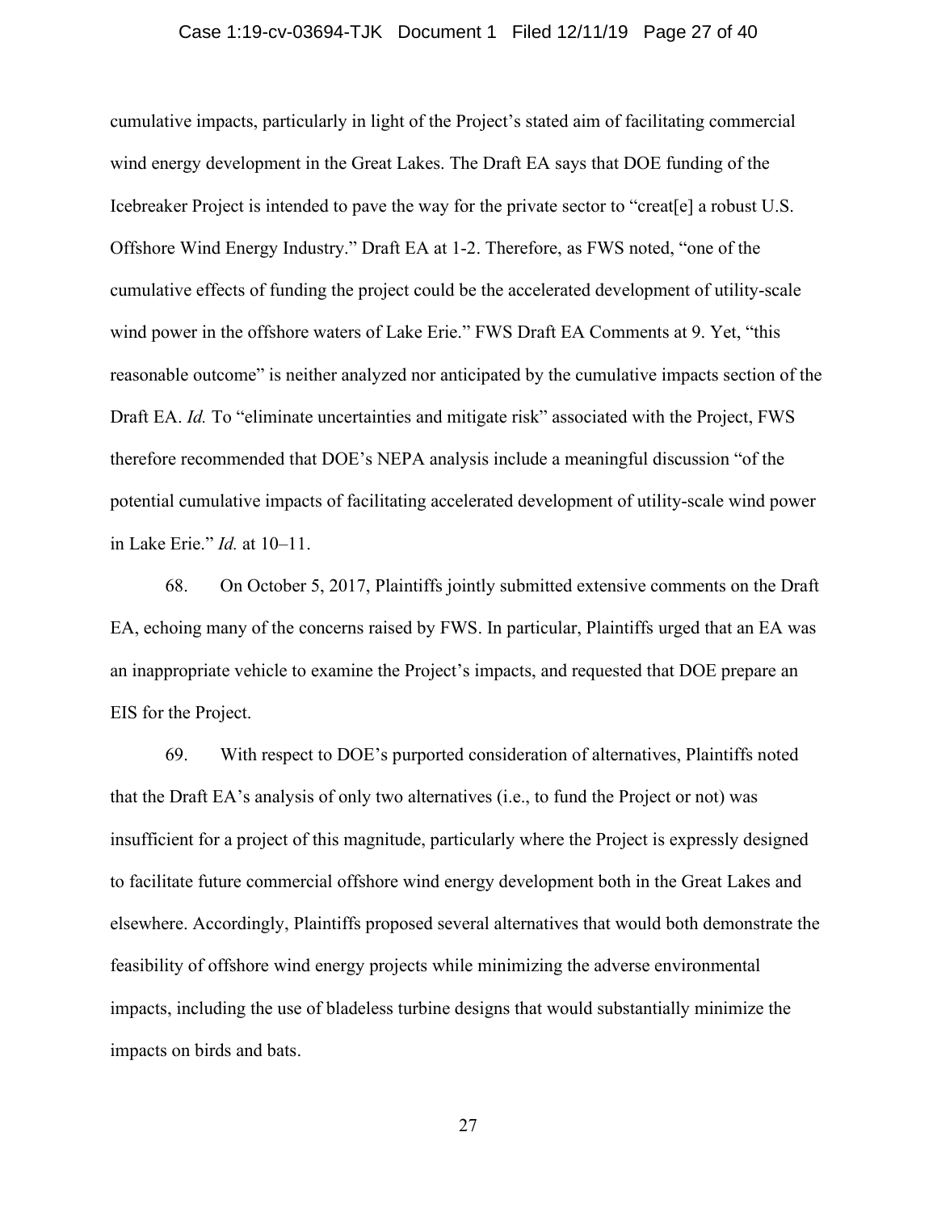cumulative impacts, particularly in light of the Project's stated aim of facilitating commercial wind energy development in the Great Lakes. The Draft EA says that DOE funding of the Icebreaker Project is intended to pave the way for the private sector to "creat[e] a robust U.S. Offshore Wind Energy Industry." Draft EA at 1-2. Therefore, as FWS noted, "one of the cumulative effects of funding the project could be the accelerated development of utility-scale wind power in the offshore waters of Lake Erie." FWS Draft EA Comments at 9. Yet, "this reasonable outcome" is neither analyzed nor anticipated by the cumulative impacts section of the Draft EA. *Id.* To "eliminate uncertainties and mitigate risk" associated with the Project, FWS therefore recommended that DOE's NEPA analysis include a meaningful discussion "of the potential cumulative impacts of facilitating accelerated development of utility-scale wind power in Lake Erie." *Id.* at 10–11.

68. On October 5, 2017, Plaintiffs jointly submitted extensive comments on the Draft EA, echoing many of the concerns raised by FWS. In particular, Plaintiffs urged that an EA was an inappropriate vehicle to examine the Project's impacts, and requested that DOE prepare an EIS for the Project.

69. With respect to DOE's purported consideration of alternatives, Plaintiffs noted that the Draft EA's analysis of only two alternatives (i.e., to fund the Project or not) was insufficient for a project of this magnitude, particularly where the Project is expressly designed to facilitate future commercial offshore wind energy development both in the Great Lakes and elsewhere. Accordingly, Plaintiffs proposed several alternatives that would both demonstrate the feasibility of offshore wind energy projects while minimizing the adverse environmental impacts, including the use of bladeless turbine designs that would substantially minimize the impacts on birds and bats.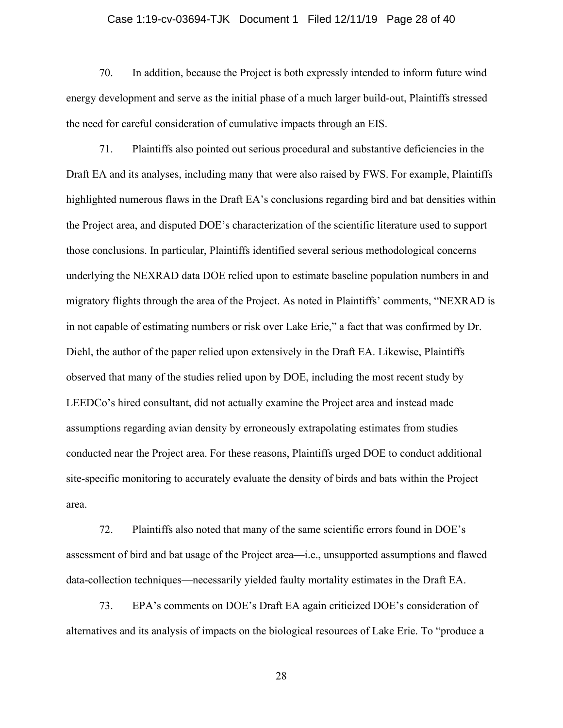70. In addition, because the Project is both expressly intended to inform future wind energy development and serve as the initial phase of a much larger build-out, Plaintiffs stressed the need for careful consideration of cumulative impacts through an EIS.

71. Plaintiffs also pointed out serious procedural and substantive deficiencies in the Draft EA and its analyses, including many that were also raised by FWS. For example, Plaintiffs highlighted numerous flaws in the Draft EA's conclusions regarding bird and bat densities within the Project area, and disputed DOE's characterization of the scientific literature used to support those conclusions. In particular, Plaintiffs identified several serious methodological concerns underlying the NEXRAD data DOE relied upon to estimate baseline population numbers in and migratory flights through the area of the Project. As noted in Plaintiffs' comments, "NEXRAD is in not capable of estimating numbers or risk over Lake Erie," a fact that was confirmed by Dr. Diehl, the author of the paper relied upon extensively in the Draft EA. Likewise, Plaintiffs observed that many of the studies relied upon by DOE, including the most recent study by LEEDCo's hired consultant, did not actually examine the Project area and instead made assumptions regarding avian density by erroneously extrapolating estimates from studies conducted near the Project area. For these reasons, Plaintiffs urged DOE to conduct additional site-specific monitoring to accurately evaluate the density of birds and bats within the Project area.

72. Plaintiffs also noted that many of the same scientific errors found in DOE's assessment of bird and bat usage of the Project area—i.e., unsupported assumptions and flawed data-collection techniques—necessarily yielded faulty mortality estimates in the Draft EA.

73. EPA's comments on DOE's Draft EA again criticized DOE's consideration of alternatives and its analysis of impacts on the biological resources of Lake Erie. To "produce a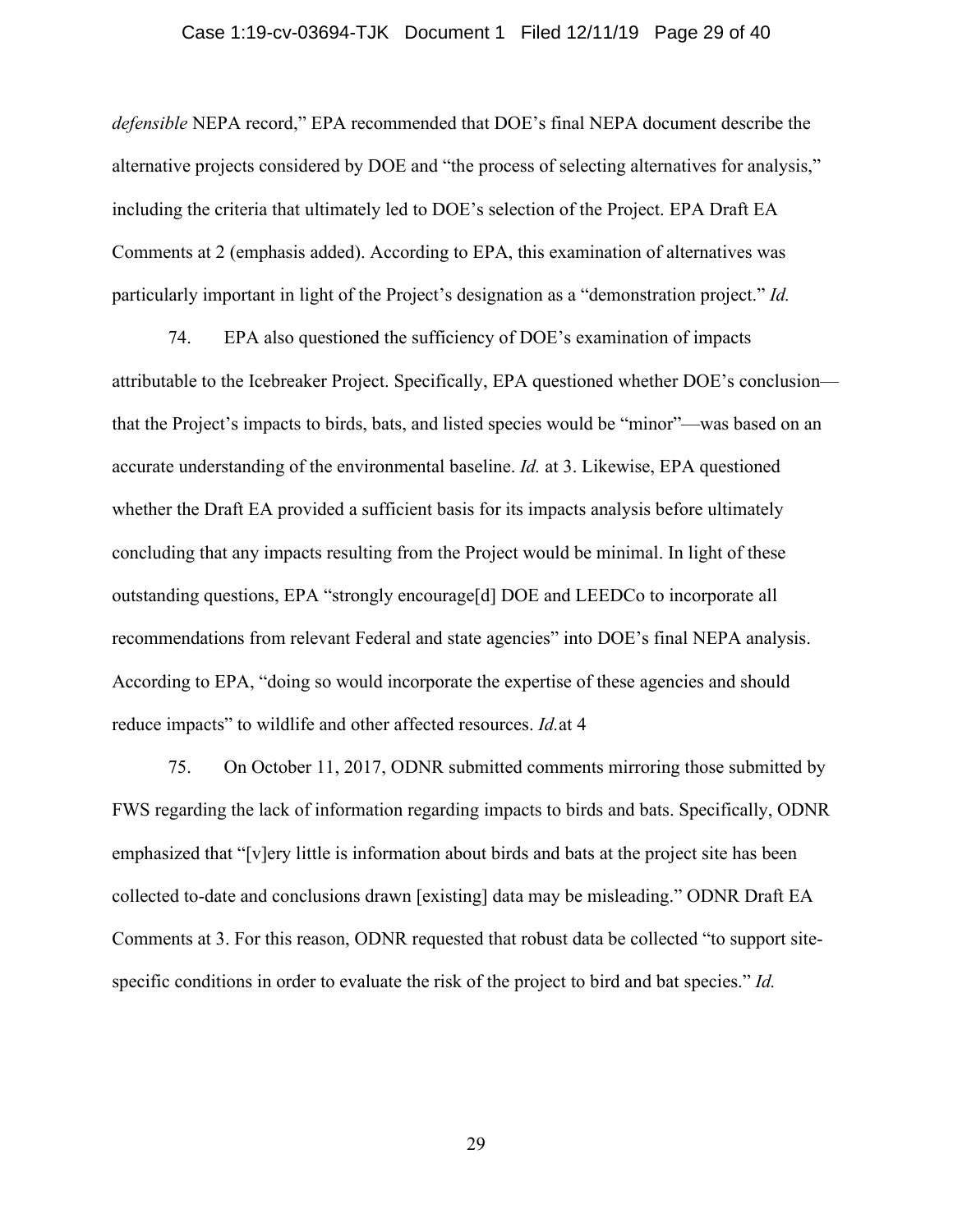*defensible* NEPA record," EPA recommended that DOE's final NEPA document describe the alternative projects considered by DOE and "the process of selecting alternatives for analysis," including the criteria that ultimately led to DOE's selection of the Project. EPA Draft EA Comments at 2 (emphasis added). According to EPA, this examination of alternatives was particularly important in light of the Project's designation as a "demonstration project." *Id.*

74. EPA also questioned the sufficiency of DOE's examination of impacts attributable to the Icebreaker Project. Specifically, EPA questioned whether DOE's conclusion—that the Project's impacts to birds, bats, and listed species would be "minor"—was based on an accurate understanding of the environmental baseline. *Id.* at 3. Likewise, EPA questioned whether the Draft EA provided a sufficient basis for its impacts analysis before ultimately concluding that any impacts resulting from the Project would be minimal. In light of these outstanding questions, EPA "strongly encourage[d] DOE and LEEDCo to incorporate all recommendations from relevant Federal and state agencies" into DOE's final NEPA analysis. According to EPA, "doing so would incorporate the expertise of these agencies and should reduce impacts" to wildlife and other affected resources. *Id.*at 4

75. On October 11, 2017, ODNR submitted comments mirroring those submitted by FWS regarding the lack of information regarding impacts to birds and bats. Specifically, ODNR emphasized that "[v]ery little is information about birds and bats at the project site has been collected to-date and conclusions drawn [existing] data may be misleading." ODNR Draft EA Comments at 3. For this reason, ODNR requested that robust data be collected "to support site-specific conditions in order to evaluate the risk of the project to bird and bat species." *Id.*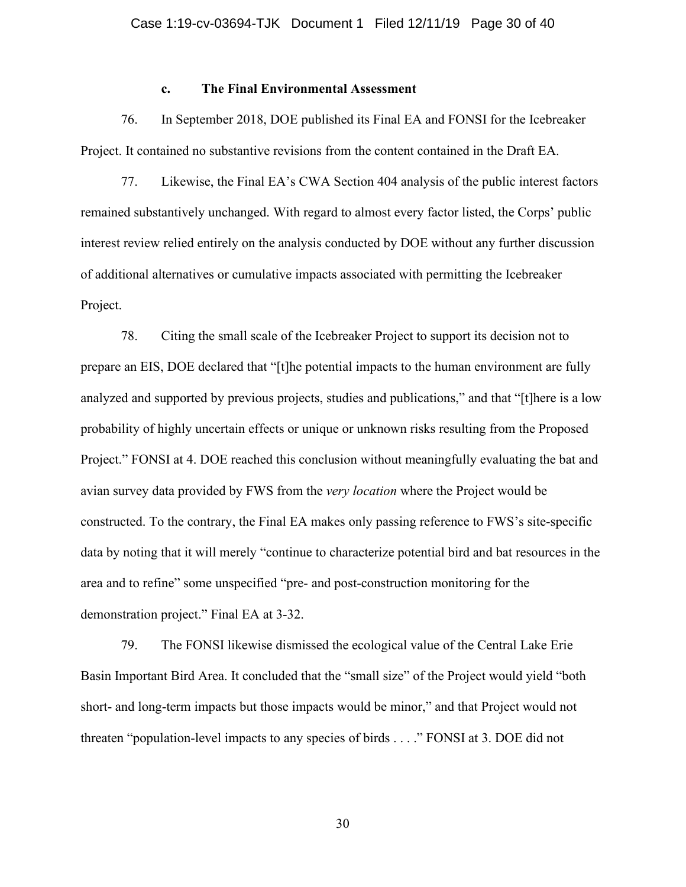#### c. The Final Environmental Assessment

76. In September 2018, DOE published its Final EA and FONSI for the Icebreaker Project. It contained no substantive revisions from the content contained in the Draft EA.

77. Likewise, the Final EA's CWA Section 404 analysis of the public interest factors remained substantively unchanged. With regard to almost every factor listed, the Corps' public interest review relied entirely on the analysis conducted by DOE without any further discussion of additional alternatives or cumulative impacts associated with permitting the Icebreaker Project.

78. Citing the small scale of the Icebreaker Project to support its decision not to prepare an EIS, DOE declared that "[t]he potential impacts to the human environment are fully analyzed and supported by previous projects, studies and publications," and that "[t]here is a low probability of highly uncertain effects or unique or unknown risks resulting from the Proposed Project." FONSI at 4. DOE reached this conclusion without meaningfully evaluating the bat and avian survey data provided by FWS from the *very location* where the Project would be constructed. To the contrary, the Final EA makes only passing reference to FWS's site-specific data by noting that it will merely "continue to characterize potential bird and bat resources in the area and to refine" some unspecified "pre- and post-construction monitoring for the demonstration project." Final EA at 3-32.

79. The FONSI likewise dismissed the ecological value of the Central Lake Erie Basin Important Bird Area. It concluded that the "small size" of the Project would yield "both short- and long-term impacts but those impacts would be minor," and that Project would not threaten "population-level impacts to any species of birds . . . ." FONSI at 3. DOE did not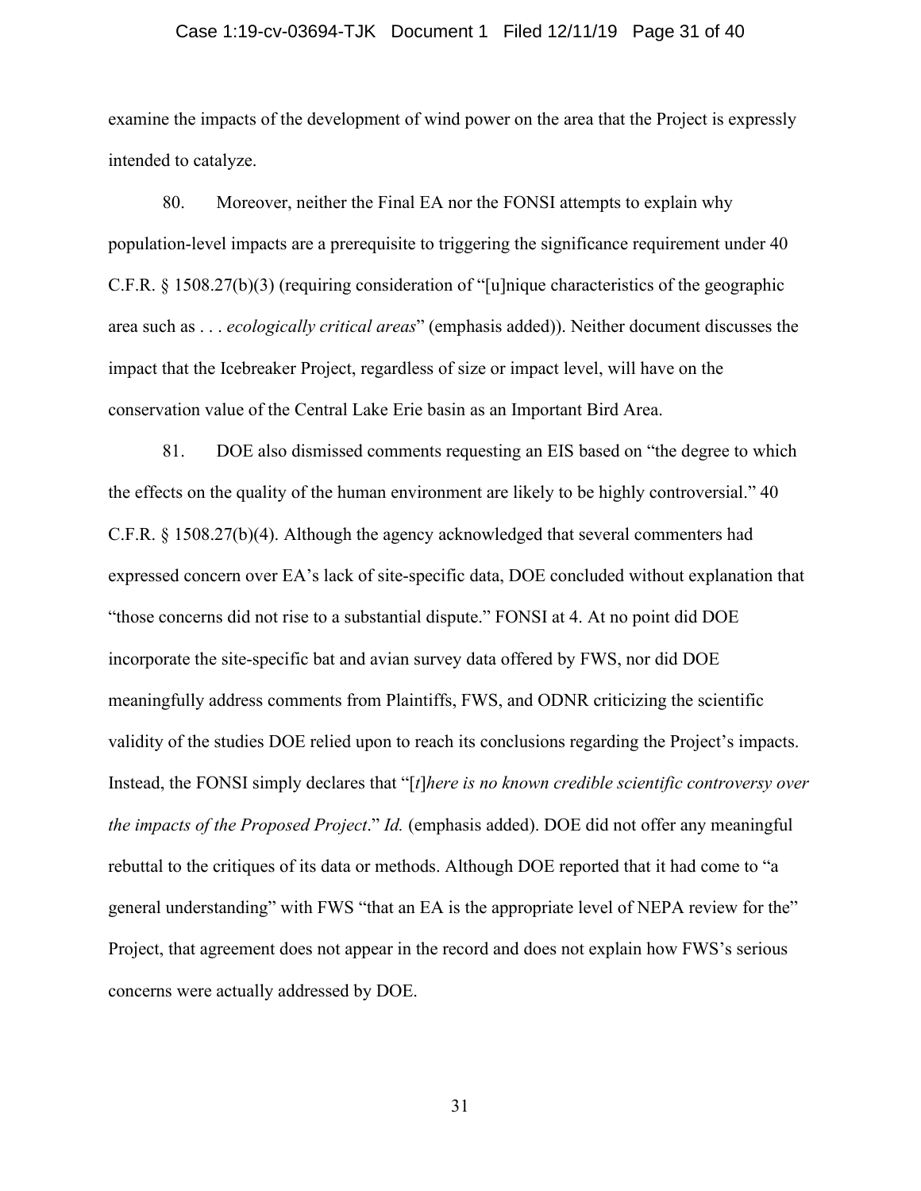examine the impacts of the development of wind power on the area that the Project is expressly intended to catalyze.

80. Moreover, neither the Final EA nor the FONSI attempts to explain why population-level impacts are a prerequisite to triggering the significance requirement under 40 C.F.R. § 1508.27(b)(3) (requiring consideration of "[u]nique characteristics of the geographic area such as . . . *ecologically critical areas*" (emphasis added)). Neither document discusses the impact that the Icebreaker Project, regardless of size or impact level, will have on the conservation value of the Central Lake Erie basin as an Important Bird Area.

81. DOE also dismissed comments requesting an EIS based on "the degree to which the effects on the quality of the human environment are likely to be highly controversial." 40 C.F.R. § 1508.27(b)(4). Although the agency acknowledged that several commenters had expressed concern over EA's lack of site-specific data, DOE concluded without explanation that "those concerns did not rise to a substantial dispute." FONSI at 4. At no point did DOE incorporate the site-specific bat and avian survey data offered by FWS, nor did DOE meaningfully address comments from Plaintiffs, FWS, and ODNR criticizing the scientific validity of the studies DOE relied upon to reach its conclusions regarding the Project's impacts. Instead, the FONSI simply declares that "[*t*]*here is no known credible scientific controversy over the impacts of the Proposed Project*." *Id.* (emphasis added). DOE did not offer any meaningful rebuttal to the critiques of its data or methods. Although DOE reported that it had come to "a general understanding" with FWS "that an EA is the appropriate level of NEPA review for the" Project, that agreement does not appear in the record and does not explain how FWS's serious concerns were actually addressed by DOE.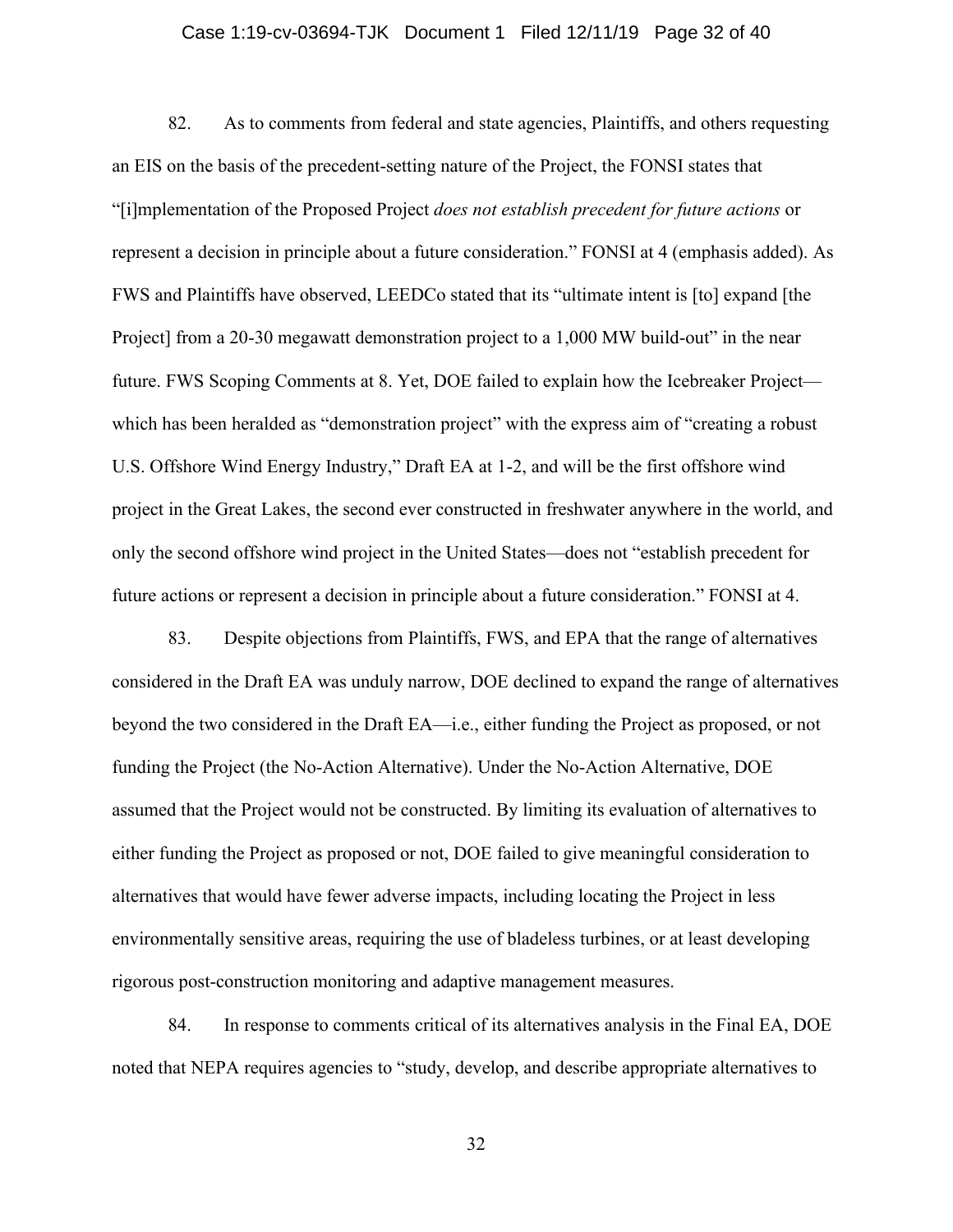82. As to comments from federal and state agencies, Plaintiffs, and others requesting an EIS on the basis of the precedent-setting nature of the Project, the FONSI states that "[i]mplementation of the Proposed Project *does not establish precedent for future actions* or represent a decision in principle about a future consideration." FONSI at 4 (emphasis added). As FWS and Plaintiffs have observed, LEEDCo stated that its "ultimate intent is [to] expand [the Project] from a 20-30 megawatt demonstration project to a 1,000 MW build-out" in the near future. FWS Scoping Comments at 8. Yet, DOE failed to explain how the Icebreaker Project—which has been heralded as "demonstration project" with the express aim of "creating a robust U.S. Offshore Wind Energy Industry," Draft EA at 1-2, and will be the first offshore wind project in the Great Lakes, the second ever constructed in freshwater anywhere in the world, and only the second offshore wind project in the United States—does not "establish precedent for future actions or represent a decision in principle about a future consideration." FONSI at 4.

83. Despite objections from Plaintiffs, FWS, and EPA that the range of alternatives considered in the Draft EA was unduly narrow, DOE declined to expand the range of alternatives beyond the two considered in the Draft EA—i.e., either funding the Project as proposed, or not funding the Project (the No-Action Alternative). Under the No-Action Alternative, DOE assumed that the Project would not be constructed. By limiting its evaluation of alternatives to either funding the Project as proposed or not, DOE failed to give meaningful consideration to alternatives that would have fewer adverse impacts, including locating the Project in less environmentally sensitive areas, requiring the use of bladeless turbines, or at least developing rigorous post-construction monitoring and adaptive management measures.

84. In response to comments critical of its alternatives analysis in the Final EA, DOE noted that NEPA requires agencies to "study, develop, and describe appropriate alternatives to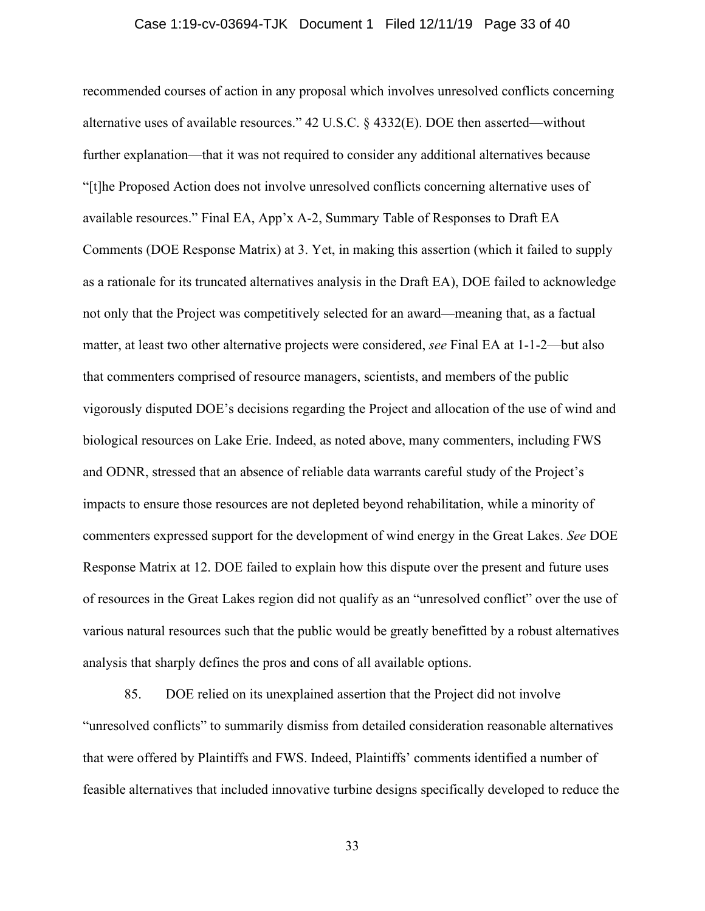recommended courses of action in any proposal which involves unresolved conflicts concerning alternative uses of available resources." 42 U.S.C. § 4332(E). DOE then asserted—without further explanation—that it was not required to consider any additional alternatives because "[t]he Proposed Action does not involve unresolved conflicts concerning alternative uses of available resources." Final EA, App'x A-2, Summary Table of Responses to Draft EA Comments (DOE Response Matrix) at 3. Yet, in making this assertion (which it failed to supply as a rationale for its truncated alternatives analysis in the Draft EA), DOE failed to acknowledge not only that the Project was competitively selected for an award—meaning that, as a factual matter, at least two other alternative projects were considered, *see* Final EA at 1-1-2—but also that commenters comprised of resource managers, scientists, and members of the public vigorously disputed DOE's decisions regarding the Project and allocation of the use of wind and biological resources on Lake Erie. Indeed, as noted above, many commenters, including FWS and ODNR, stressed that an absence of reliable data warrants careful study of the Project's impacts to ensure those resources are not depleted beyond rehabilitation, while a minority of commenters expressed support for the development of wind energy in the Great Lakes. *See* DOE Response Matrix at 12. DOE failed to explain how this dispute over the present and future uses of resources in the Great Lakes region did not qualify as an "unresolved conflict" over the use of various natural resources such that the public would be greatly benefitted by a robust alternatives analysis that sharply defines the pros and cons of all available options.

85. DOE relied on its unexplained assertion that the Project did not involve "unresolved conflicts" to summarily dismiss from detailed consideration reasonable alternatives that were offered by Plaintiffs and FWS. Indeed, Plaintiffs' comments identified a number of feasible alternatives that included innovative turbine designs specifically developed to reduce the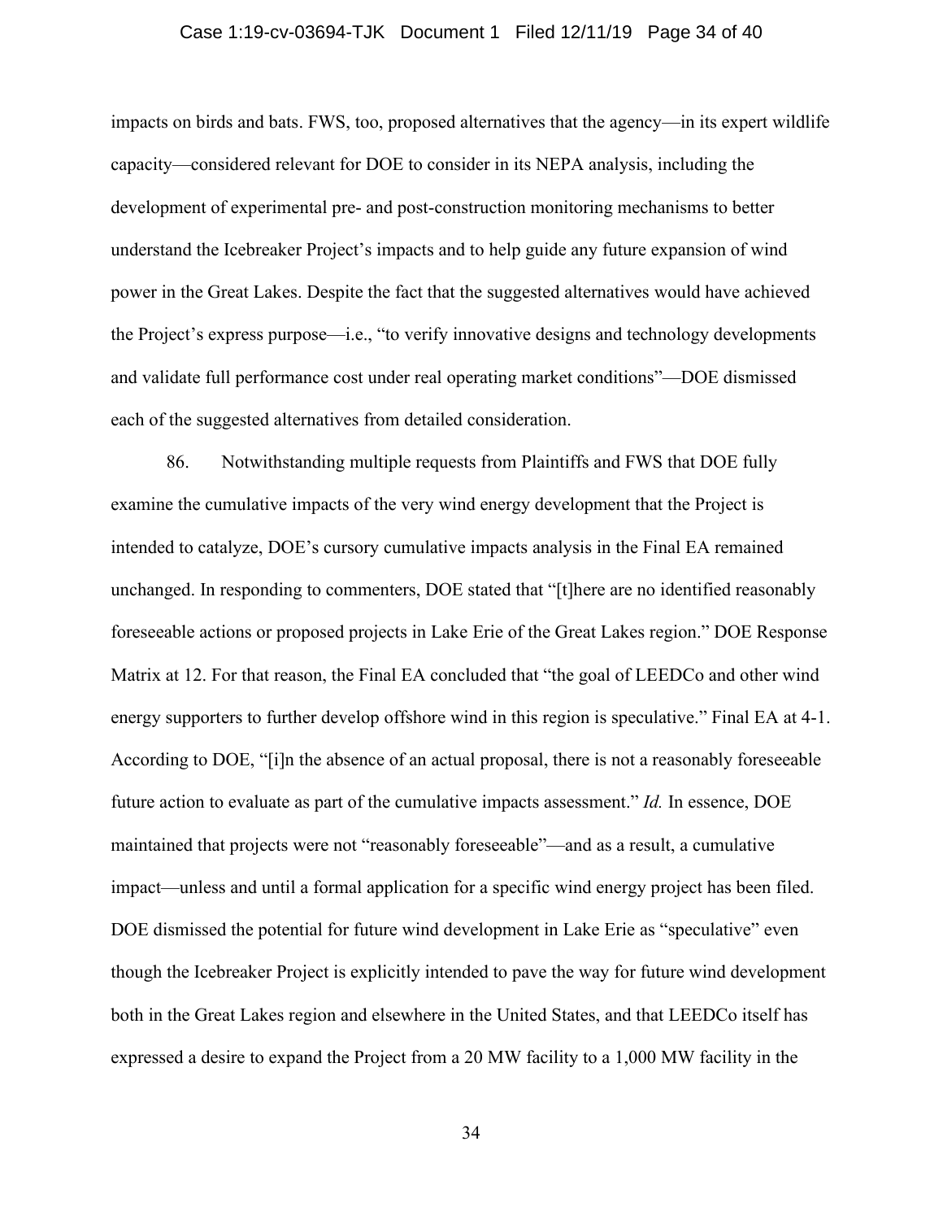impacts on birds and bats. FWS, too, proposed alternatives that the agency—in its expert wildlife capacity—considered relevant for DOE to consider in its NEPA analysis, including the development of experimental pre- and post-construction monitoring mechanisms to better understand the Icebreaker Project's impacts and to help guide any future expansion of wind power in the Great Lakes. Despite the fact that the suggested alternatives would have achieved the Project's express purpose—i.e., "to verify innovative designs and technology developments and validate full performance cost under real operating market conditions"—DOE dismissed each of the suggested alternatives from detailed consideration.

86. Notwithstanding multiple requests from Plaintiffs and FWS that DOE fully examine the cumulative impacts of the very wind energy development that the Project is intended to catalyze, DOE's cursory cumulative impacts analysis in the Final EA remained unchanged. In responding to commenters, DOE stated that "[t]here are no identified reasonably foreseeable actions or proposed projects in Lake Erie of the Great Lakes region." DOE Response Matrix at 12. For that reason, the Final EA concluded that "the goal of LEEDCo and other wind energy supporters to further develop offshore wind in this region is speculative." Final EA at 4-1. According to DOE, "[i]n the absence of an actual proposal, there is not a reasonably foreseeable future action to evaluate as part of the cumulative impacts assessment." *Id.* In essence, DOE maintained that projects were not "reasonably foreseeable"—and as a result, a cumulative impact—unless and until a formal application for a specific wind energy project has been filed. DOE dismissed the potential for future wind development in Lake Erie as "speculative" even though the Icebreaker Project is explicitly intended to pave the way for future wind development both in the Great Lakes region and elsewhere in the United States, and that LEEDCo itself has expressed a desire to expand the Project from a 20 MW facility to a 1,000 MW facility in the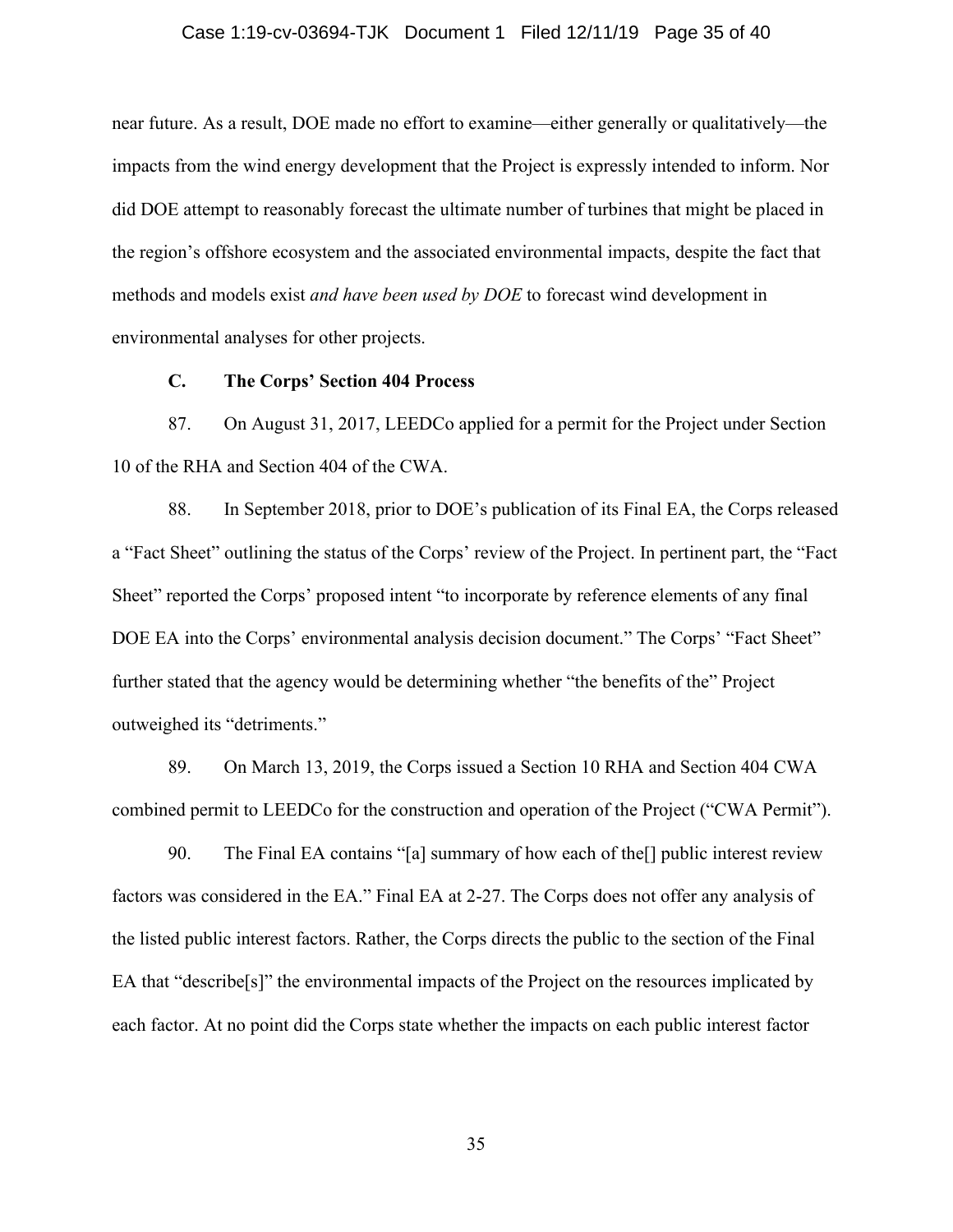near future. As a result, DOE made no effort to examine—either generally or qualitatively—the impacts from the wind energy development that the Project is expressly intended to inform. Nor did DOE attempt to reasonably forecast the ultimate number of turbines that might be placed in the region's offshore ecosystem and the associated environmental impacts, despite the fact that methods and models exist *and have been used by DOE* to forecast wind development in environmental analyses for other projects.

### C. The Corps' Section 404 Process

87. On August 31, 2017, LEEDCo applied for a permit for the Project under Section 10 of the RHA and Section 404 of the CWA.

88. In September 2018, prior to DOE's publication of its Final EA, the Corps released a "Fact Sheet" outlining the status of the Corps' review of the Project. In pertinent part, the "Fact Sheet" reported the Corps' proposed intent "to incorporate by reference elements of any final DOE EA into the Corps' environmental analysis decision document." The Corps' "Fact Sheet" further stated that the agency would be determining whether "the benefits of the" Project outweighed its "detriments."

89. On March 13, 2019, the Corps issued a Section 10 RHA and Section 404 CWA combined permit to LEEDCo for the construction and operation of the Project ("CWA Permit").

90. The Final EA contains "[a] summary of how each of the[] public interest review factors was considered in the EA." Final EA at 2-27. The Corps does not offer any analysis of the listed public interest factors. Rather, the Corps directs the public to the section of the Final EA that "describe[s]" the environmental impacts of the Project on the resources implicated by each factor. At no point did the Corps state whether the impacts on each public interest factor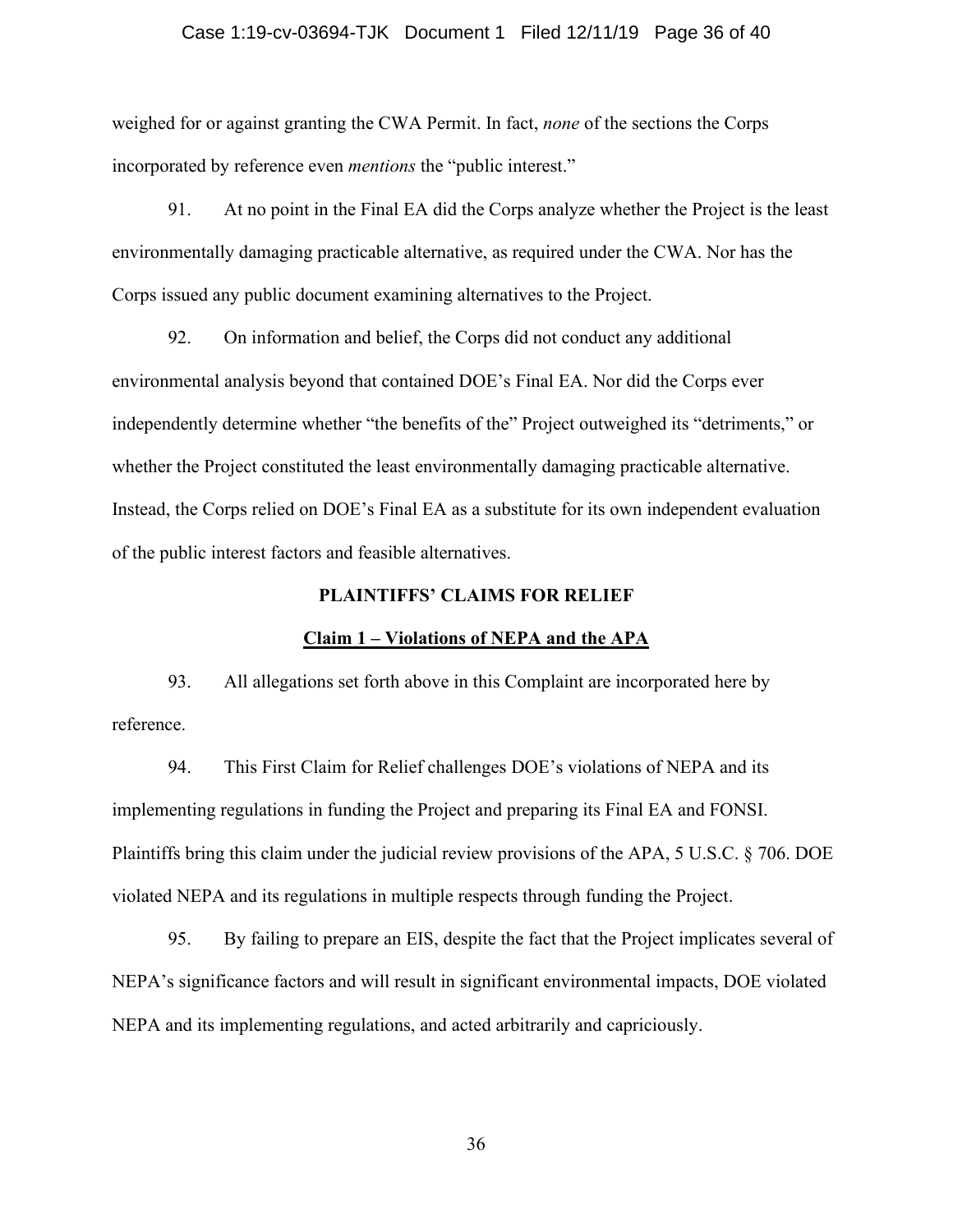weighed for or against granting the CWA Permit. In fact, *none* of the sections the Corps incorporated by reference even *mentions* the "public interest."

91. At no point in the Final EA did the Corps analyze whether the Project is the least environmentally damaging practicable alternative, as required under the CWA. Nor has the Corps issued any public document examining alternatives to the Project.

92. On information and belief, the Corps did not conduct any additional environmental analysis beyond that contained DOE's Final EA. Nor did the Corps ever independently determine whether "the benefits of the" Project outweighed its "detriments," or whether the Project constituted the least environmentally damaging practicable alternative. Instead, the Corps relied on DOE's Final EA as a substitute for its own independent evaluation of the public interest factors and feasible alternatives.

## PLAINTIFFS' CLAIMS FOR RELIEF

### Claim 1 – Violations of NEPA and the APA

93. All allegations set forth above in this Complaint are incorporated here by reference.

94. This First Claim for Relief challenges DOE's violations of NEPA and its implementing regulations in funding the Project and preparing its Final EA and FONSI. Plaintiffs bring this claim under the judicial review provisions of the APA, 5 U.S.C. § 706. DOE violated NEPA and its regulations in multiple respects through funding the Project.

95. By failing to prepare an EIS, despite the fact that the Project implicates several of NEPA's significance factors and will result in significant environmental impacts, DOE violated NEPA and its implementing regulations, and acted arbitrarily and capriciously.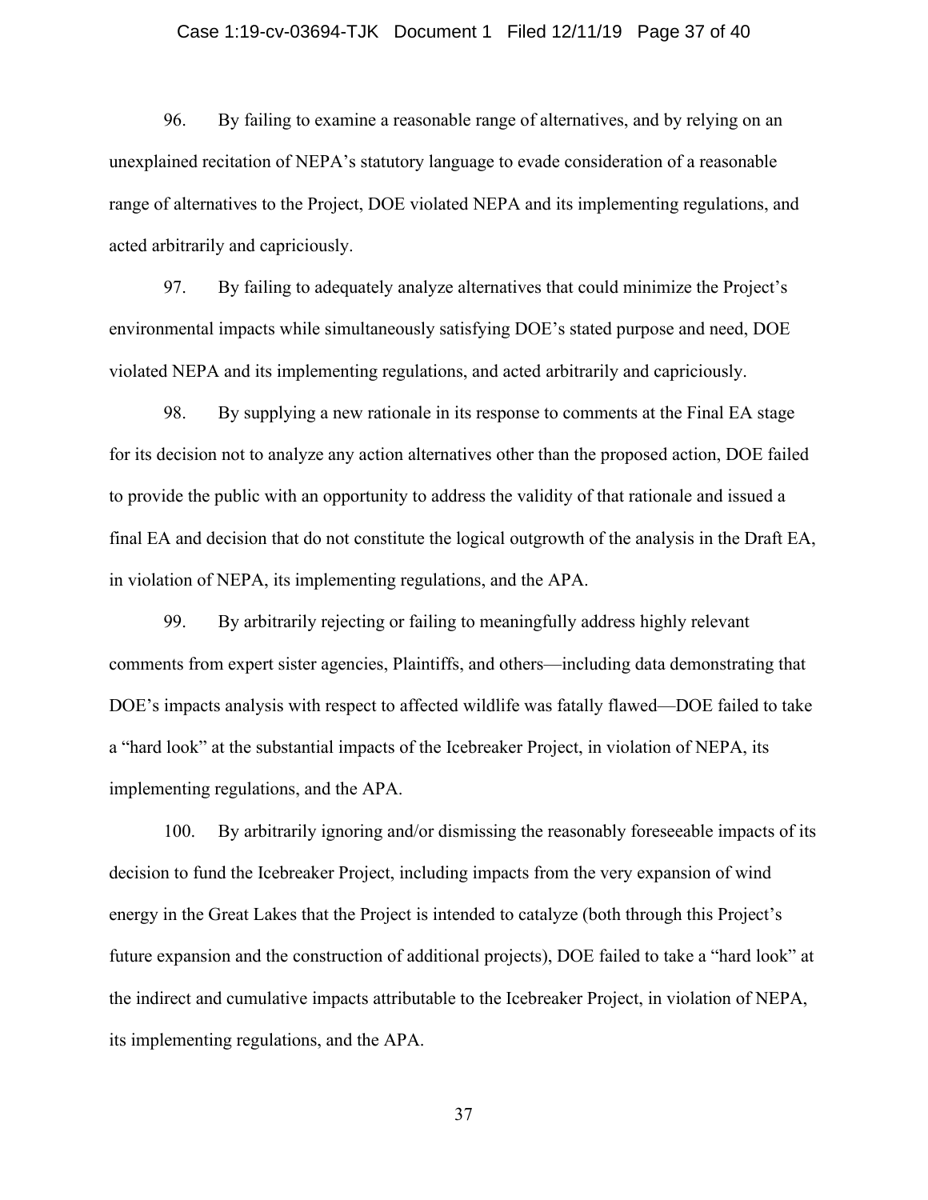96. By failing to examine a reasonable range of alternatives, and by relying on an unexplained recitation of NEPA's statutory language to evade consideration of a reasonable range of alternatives to the Project, DOE violated NEPA and its implementing regulations, and acted arbitrarily and capriciously.

97. By failing to adequately analyze alternatives that could minimize the Project's environmental impacts while simultaneously satisfying DOE's stated purpose and need, DOE violated NEPA and its implementing regulations, and acted arbitrarily and capriciously.

98. By supplying a new rationale in its response to comments at the Final EA stage for its decision not to analyze any action alternatives other than the proposed action, DOE failed to provide the public with an opportunity to address the validity of that rationale and issued a final EA and decision that do not constitute the logical outgrowth of the analysis in the Draft EA, in violation of NEPA, its implementing regulations, and the APA.

99. By arbitrarily rejecting or failing to meaningfully address highly relevant comments from expert sister agencies, Plaintiffs, and others—including data demonstrating that DOE's impacts analysis with respect to affected wildlife was fatally flawed—DOE failed to take a "hard look" at the substantial impacts of the Icebreaker Project, in violation of NEPA, its implementing regulations, and the APA.

100. By arbitrarily ignoring and/or dismissing the reasonably foreseeable impacts of its decision to fund the Icebreaker Project, including impacts from the very expansion of wind energy in the Great Lakes that the Project is intended to catalyze (both through this Project's future expansion and the construction of additional projects), DOE failed to take a "hard look" at the indirect and cumulative impacts attributable to the Icebreaker Project, in violation of NEPA, its implementing regulations, and the APA.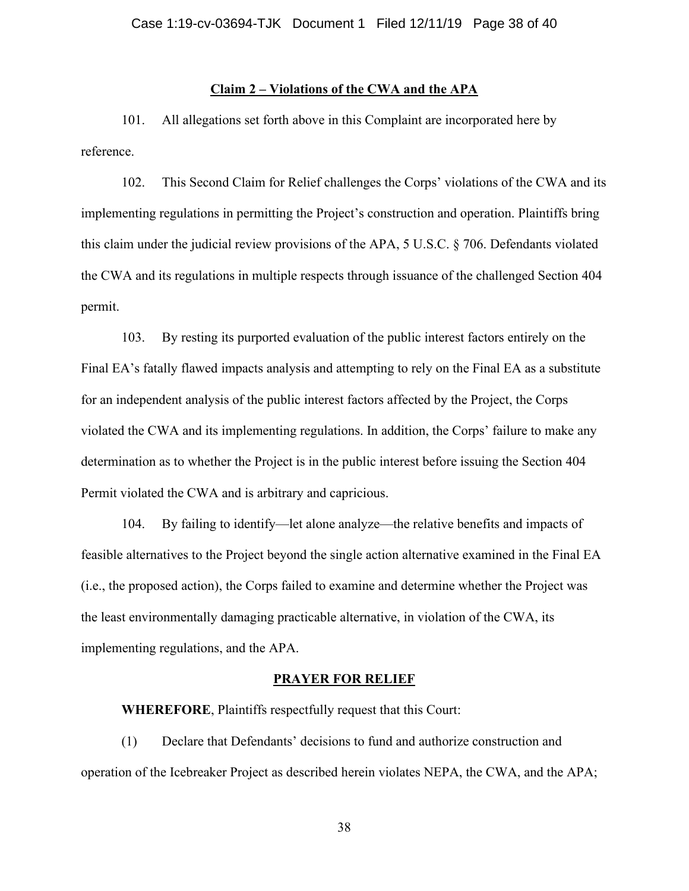## Claim 2 – Violations of the CWA and the APA

101. All allegations set forth above in this Complaint are incorporated here by reference.

102. This Second Claim for Relief challenges the Corps' violations of the CWA and its implementing regulations in permitting the Project's construction and operation. Plaintiffs bring this claim under the judicial review provisions of the APA, 5 U.S.C. § 706. Defendants violated the CWA and its regulations in multiple respects through issuance of the challenged Section 404 permit.

103. By resting its purported evaluation of the public interest factors entirely on the Final EA's fatally flawed impacts analysis and attempting to rely on the Final EA as a substitute for an independent analysis of the public interest factors affected by the Project, the Corps violated the CWA and its implementing regulations. In addition, the Corps' failure to make any determination as to whether the Project is in the public interest before issuing the Section 404 Permit violated the CWA and is arbitrary and capricious.

104. By failing to identify—let alone analyze—the relative benefits and impacts of feasible alternatives to the Project beyond the single action alternative examined in the Final EA (i.e., the proposed action), the Corps failed to examine and determine whether the Project was the least environmentally damaging practicable alternative, in violation of the CWA, its implementing regulations, and the APA.

## PRAYER FOR RELIEF

**WHEREFORE**, Plaintiffs respectfully request that this Court:

(1) Declare that Defendants' decisions to fund and authorize construction and operation of the Icebreaker Project as described herein violates NEPA, the CWA, and the APA;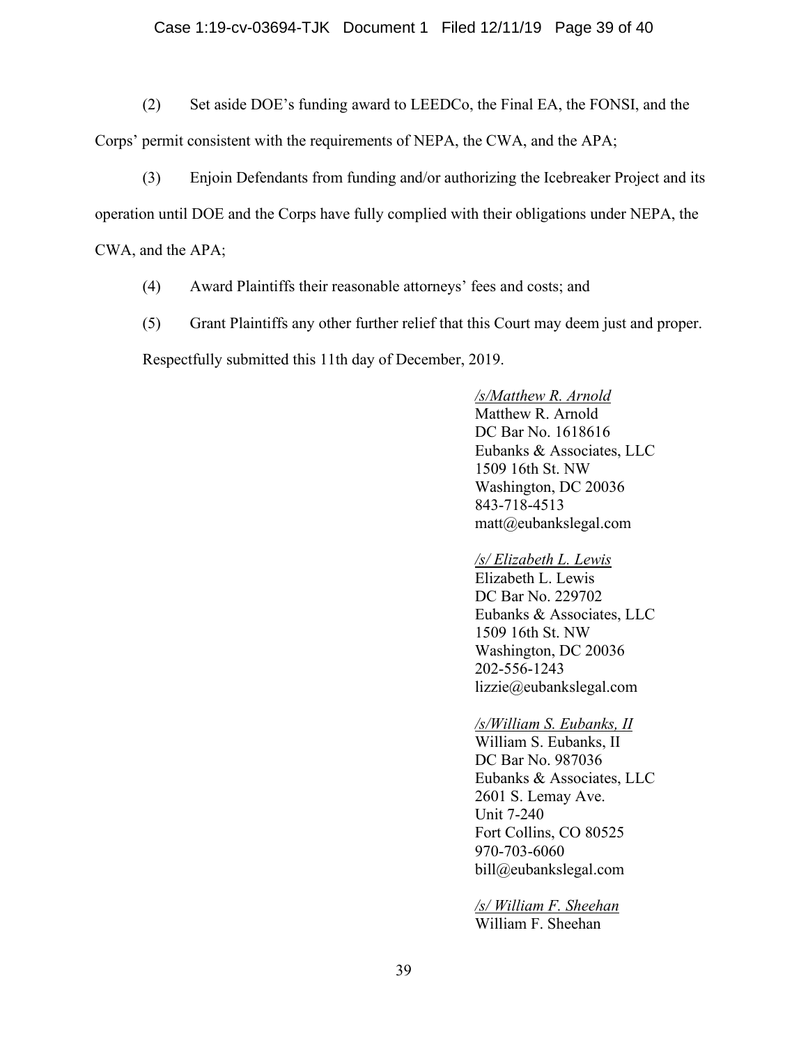(2) Set aside DOE's funding award to LEEDCo, the Final EA, the FONSI, and the Corps' permit consistent with the requirements of NEPA, the CWA, and the APA;

(3) Enjoin Defendants from funding and/or authorizing the Icebreaker Project and its operation until DOE and the Corps have fully complied with their obligations under NEPA, the CWA, and the APA;

(4) Award Plaintiffs their reasonable attorneys' fees and costs; and

(5) Grant Plaintiffs any other further relief that this Court may deem just and proper.

Respectfully submitted this 11th day of December, 2019.

_/s/Matthew R. Arnold_
Matthew R. Arnold
DC Bar No. 1618616
Eubanks & Associates, LLC
1509 16th St. NW
Washington, DC 20036
843-718-4513
matt@eubankslegal.com

_/s/ Elizabeth L. Lewis_
Elizabeth L. Lewis
DC Bar No. 229702
Eubanks & Associates, LLC
1509 16th St. NW
Washington, DC 20036
202-556-1243
lizzie@eubankslegal.com

_/s/William S. Eubanks, II_
William S. Eubanks, II
DC Bar No. 987036
Eubanks & Associates, LLC
2601 S. Lemay Ave.
Unit 7-240
Fort Collins, CO 80525
970-703-6060
bill@eubankslegal.com

_/s/ William F. Sheehan_
William F. Sheehan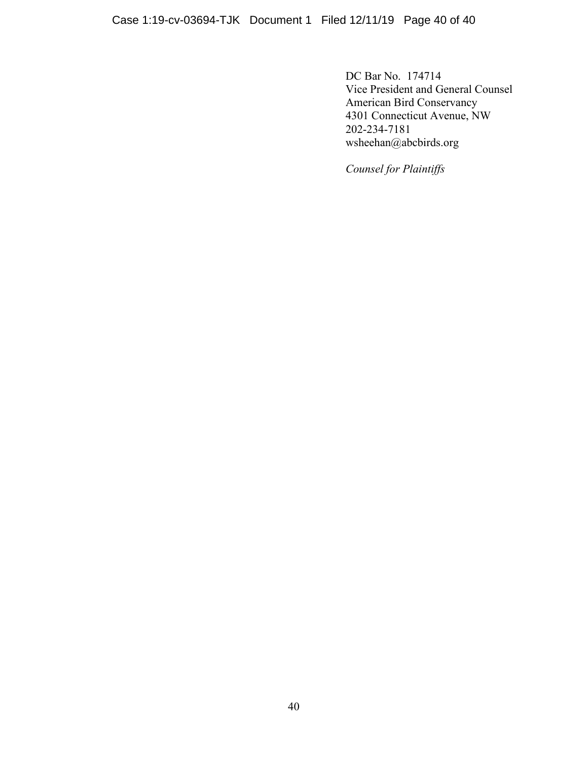DC Bar No. 174714
Vice President and General Counsel
American Bird Conservancy
4301 Connecticut Avenue, NW
202-234-7181
wsheehan@abcbirds.org

*Counsel for Plaintiffs*